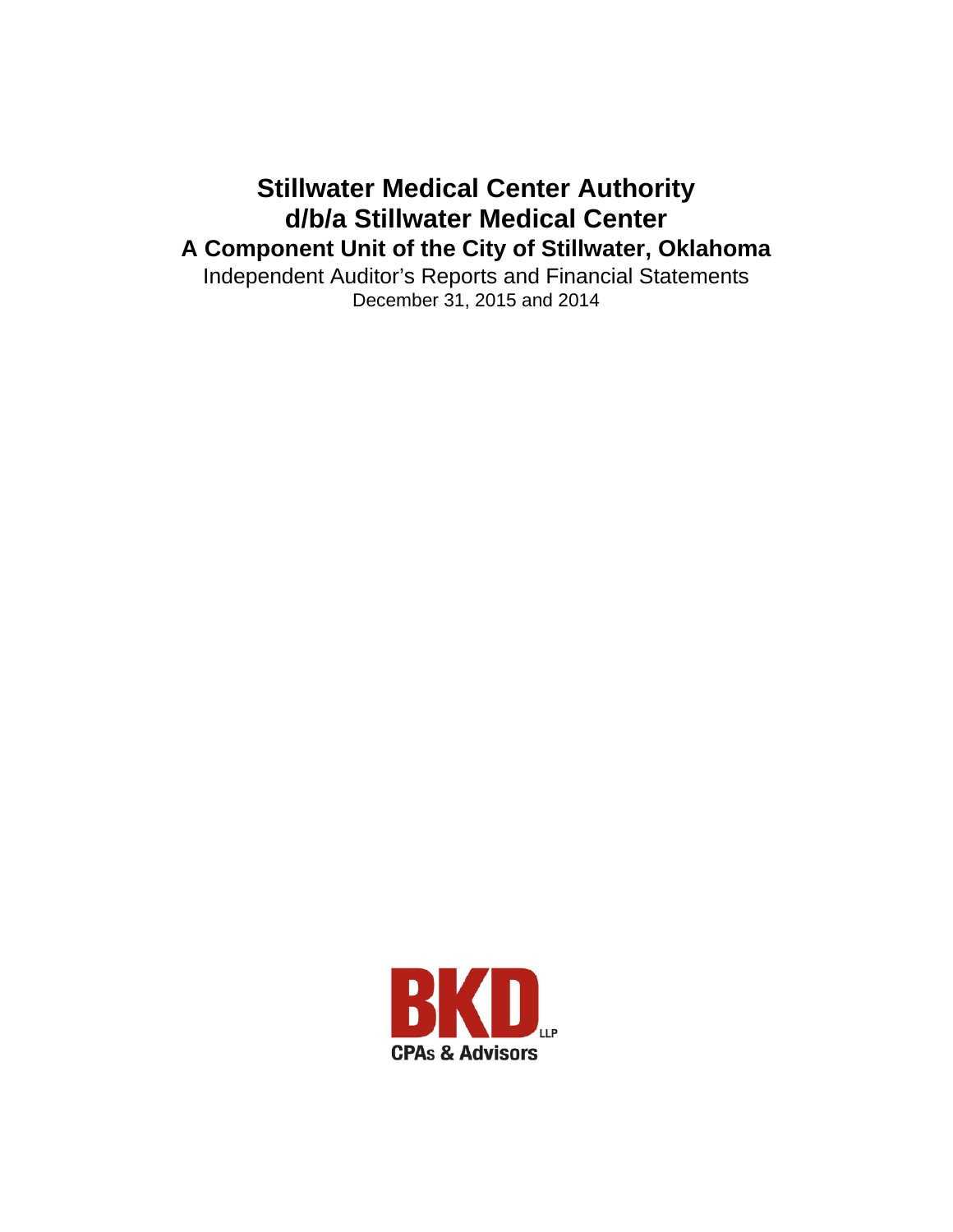# Stillwater Medical Center Authority
# d/b/a Stillwater Medical Center
## A Component Unit of the City of Stillwater, Oklahoma

Independent Auditor's Reports and Financial Statements

December 31, 2015 and 2014

BKD LLP
CPAs & Advisors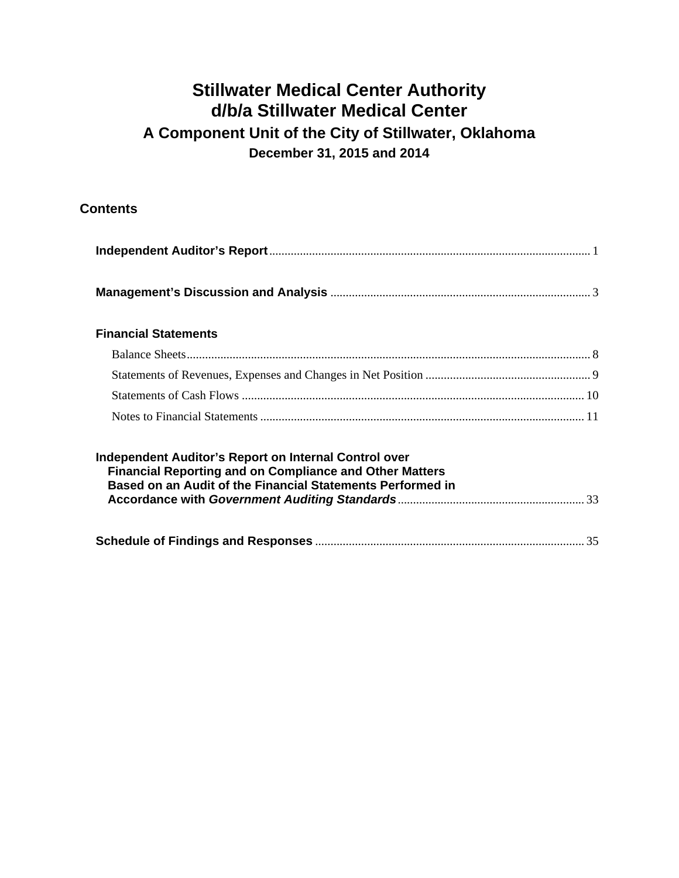# Stillwater Medical Center Authority
# d/b/a Stillwater Medical Center
## A Component Unit of the City of Stillwater, Oklahoma
### December 31, 2015 and 2014

## Contents

**Independent Auditor's Report** ........................................................................................................ 1

**Management's Discussion and Analysis** ...................................................................................... 3

**Financial Statements**

Balance Sheets ........................................................................................................................ 8

Statements of Revenues, Expenses and Changes in Net Position .......................................... 9

Statements of Cash Flows .................................................................................................... 10

Notes to Financial Statements .............................................................................................. 11

**Independent Auditor's Report on Internal Control over Financial Reporting and on Compliance and Other Matters Based on an Audit of the Financial Statements Performed in Accordance with *Government Auditing Standards*** ............................................................ 33

**Schedule of Findings and Responses** ....................................................................................... 35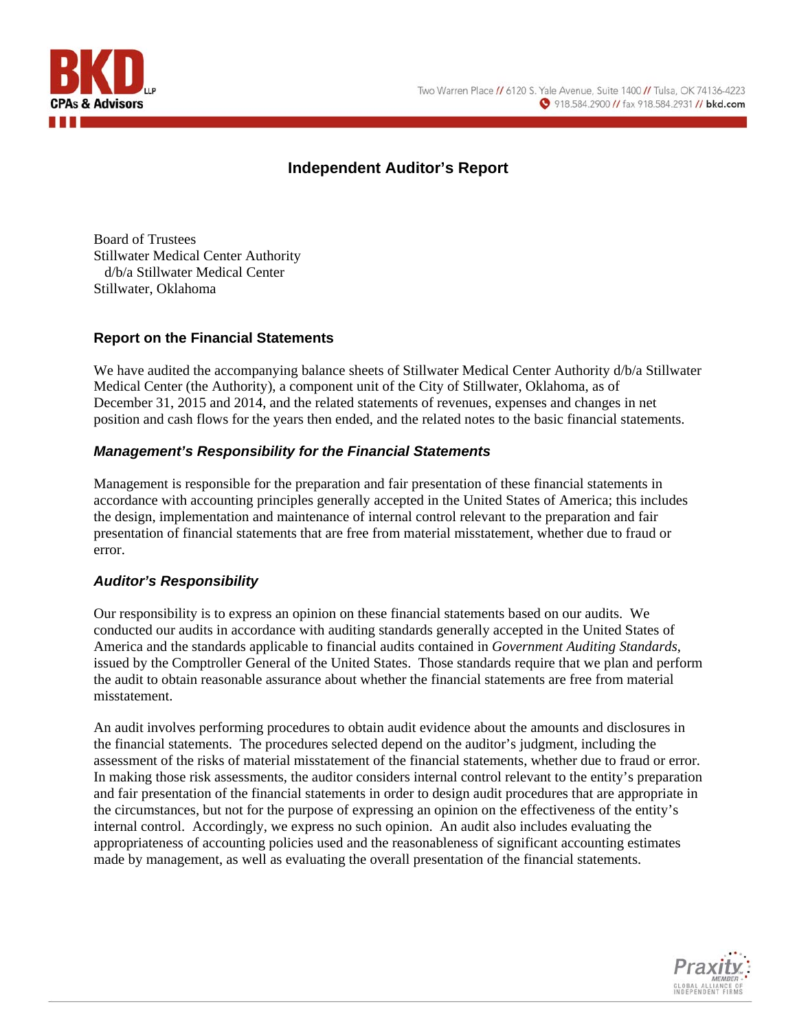# Independent Auditor's Report

Board of Trustees
Stillwater Medical Center Authority
d/b/a Stillwater Medical Center
Stillwater, Oklahoma

## Report on the Financial Statements

We have audited the accompanying balance sheets of Stillwater Medical Center Authority d/b/a Stillwater Medical Center (the Authority), a component unit of the City of Stillwater, Oklahoma, as of December 31, 2015 and 2014, and the related statements of revenues, expenses and changes in net position and cash flows for the years then ended, and the related notes to the basic financial statements.

### *Management's Responsibility for the Financial Statements*

Management is responsible for the preparation and fair presentation of these financial statements in accordance with accounting principles generally accepted in the United States of America; this includes the design, implementation and maintenance of internal control relevant to the preparation and fair presentation of financial statements that are free from material misstatement, whether due to fraud or error.

### *Auditor's Responsibility*

Our responsibility is to express an opinion on these financial statements based on our audits. We conducted our audits in accordance with auditing standards generally accepted in the United States of America and the standards applicable to financial audits contained in *Government Auditing Standards*, issued by the Comptroller General of the United States. Those standards require that we plan and perform the audit to obtain reasonable assurance about whether the financial statements are free from material misstatement.

An audit involves performing procedures to obtain audit evidence about the amounts and disclosures in the financial statements. The procedures selected depend on the auditor's judgment, including the assessment of the risks of material misstatement of the financial statements, whether due to fraud or error. In making those risk assessments, the auditor considers internal control relevant to the entity's preparation and fair presentation of the financial statements in order to design audit procedures that are appropriate in the circumstances, but not for the purpose of expressing an opinion on the effectiveness of the entity's internal control. Accordingly, we express no such opinion. An audit also includes evaluating the appropriateness of accounting policies used and the reasonableness of significant accounting estimates made by management, as well as evaluating the overall presentation of the financial statements.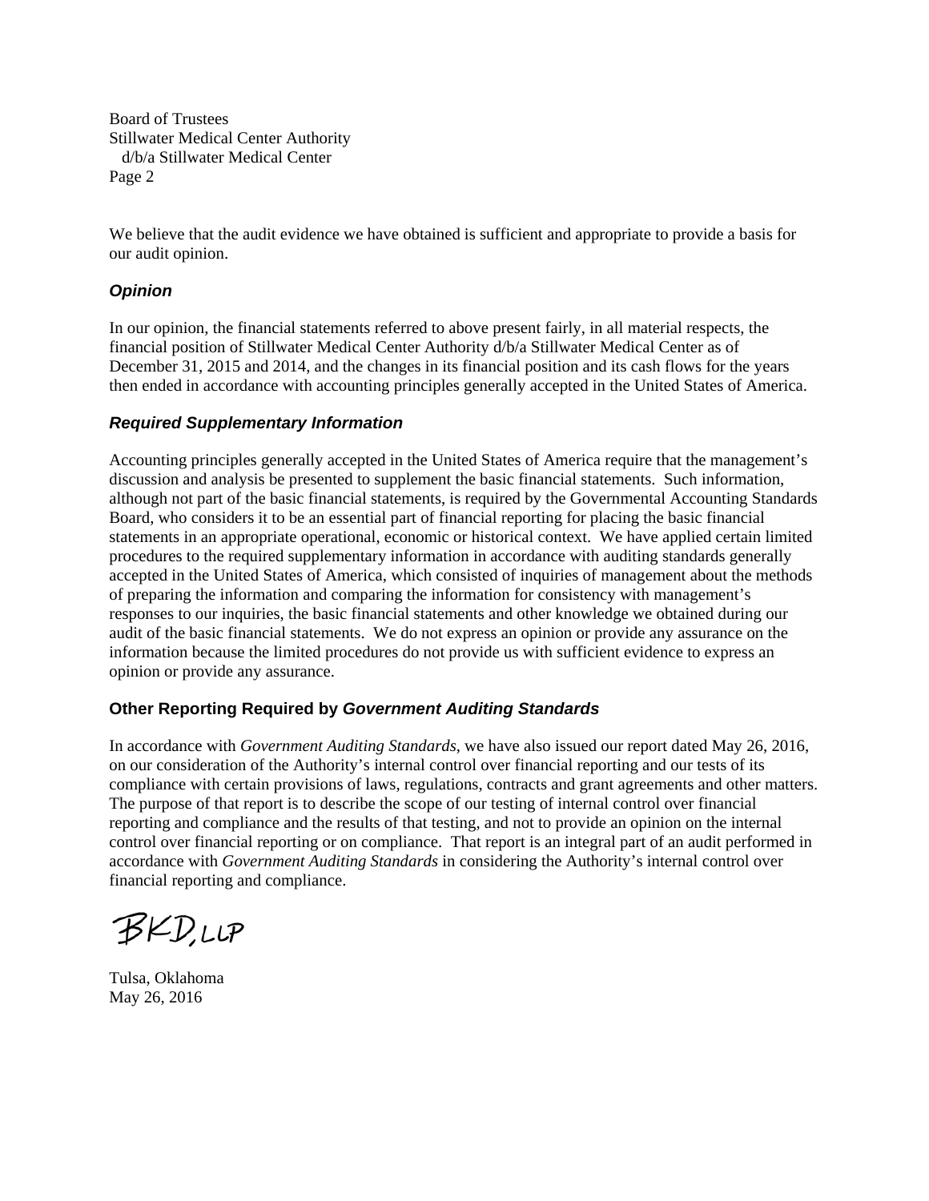Board of Trustees
Stillwater Medical Center Authority
d/b/a Stillwater Medical Center
Page 2

We believe that the audit evidence we have obtained is sufficient and appropriate to provide a basis for our audit opinion.

### *Opinion*

In our opinion, the financial statements referred to above present fairly, in all material respects, the financial position of Stillwater Medical Center Authority d/b/a Stillwater Medical Center as of December 31, 2015 and 2014, and the changes in its financial position and its cash flows for the years then ended in accordance with accounting principles generally accepted in the United States of America.

### *Required Supplementary Information*

Accounting principles generally accepted in the United States of America require that the management's discussion and analysis be presented to supplement the basic financial statements. Such information, although not part of the basic financial statements, is required by the Governmental Accounting Standards Board, who considers it to be an essential part of financial reporting for placing the basic financial statements in an appropriate operational, economic or historical context. We have applied certain limited procedures to the required supplementary information in accordance with auditing standards generally accepted in the United States of America, which consisted of inquiries of management about the methods of preparing the information and comparing the information for consistency with management's responses to our inquiries, the basic financial statements and other knowledge we obtained during our audit of the basic financial statements. We do not express an opinion or provide any assurance on the information because the limited procedures do not provide us with sufficient evidence to express an opinion or provide any assurance.

### Other Reporting Required by *Government Auditing Standards*

In accordance with *Government Auditing Standards*, we have also issued our report dated May 26, 2016, on our consideration of the Authority's internal control over financial reporting and our tests of its compliance with certain provisions of laws, regulations, contracts and grant agreements and other matters. The purpose of that report is to describe the scope of our testing of internal control over financial reporting and compliance and the results of that testing, and not to provide an opinion on the internal control over financial reporting or on compliance. That report is an integral part of an audit performed in accordance with *Government Auditing Standards* in considering the Authority's internal control over financial reporting and compliance.

BKD, LLP

Tulsa, Oklahoma
May 26, 2016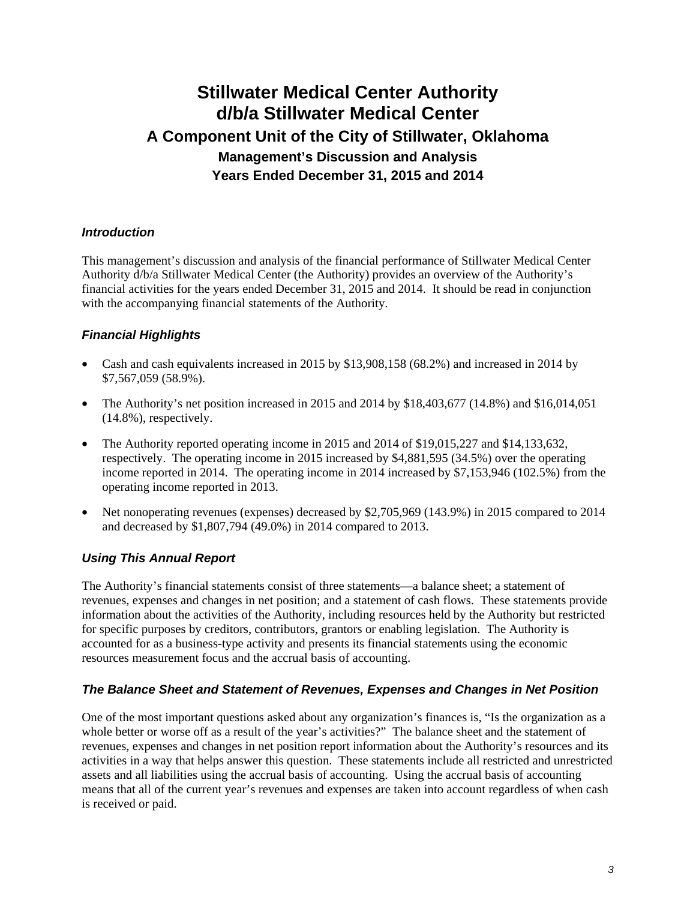# Stillwater Medical Center Authority d/b/a Stillwater Medical Center

## A Component Unit of the City of Stillwater, Oklahoma

### Management's Discussion and Analysis

### Years Ended December 31, 2015 and 2014

### *Introduction*

This management's discussion and analysis of the financial performance of Stillwater Medical Center Authority d/b/a Stillwater Medical Center (the Authority) provides an overview of the Authority's financial activities for the years ended December 31, 2015 and 2014. It should be read in conjunction with the accompanying financial statements of the Authority.

### *Financial Highlights*

- Cash and cash equivalents increased in 2015 by $13,908,158 (68.2%) and increased in 2014 by $7,567,059 (58.9%).
- The Authority's net position increased in 2015 and 2014 by $18,403,677 (14.8%) and $16,014,051 (14.8%), respectively.
- The Authority reported operating income in 2015 and 2014 of $19,015,227 and $14,133,632, respectively. The operating income in 2015 increased by $4,881,595 (34.5%) over the operating income reported in 2014. The operating income in 2014 increased by $7,153,946 (102.5%) from the operating income reported in 2013.
- Net nonoperating revenues (expenses) decreased by $2,705,969 (143.9%) in 2015 compared to 2014 and decreased by $1,807,794 (49.0%) in 2014 compared to 2013.

### *Using This Annual Report*

The Authority's financial statements consist of three statements—a balance sheet; a statement of revenues, expenses and changes in net position; and a statement of cash flows. These statements provide information about the activities of the Authority, including resources held by the Authority but restricted for specific purposes by creditors, contributors, grantors or enabling legislation. The Authority is accounted for as a business-type activity and presents its financial statements using the economic resources measurement focus and the accrual basis of accounting.

### *The Balance Sheet and Statement of Revenues, Expenses and Changes in Net Position*

One of the most important questions asked about any organization's finances is, "Is the organization as a whole better or worse off as a result of the year's activities?" The balance sheet and the statement of revenues, expenses and changes in net position report information about the Authority's resources and its activities in a way that helps answer this question. These statements include all restricted and unrestricted assets and all liabilities using the accrual basis of accounting. Using the accrual basis of accounting means that all of the current year's revenues and expenses are taken into account regardless of when cash is received or paid.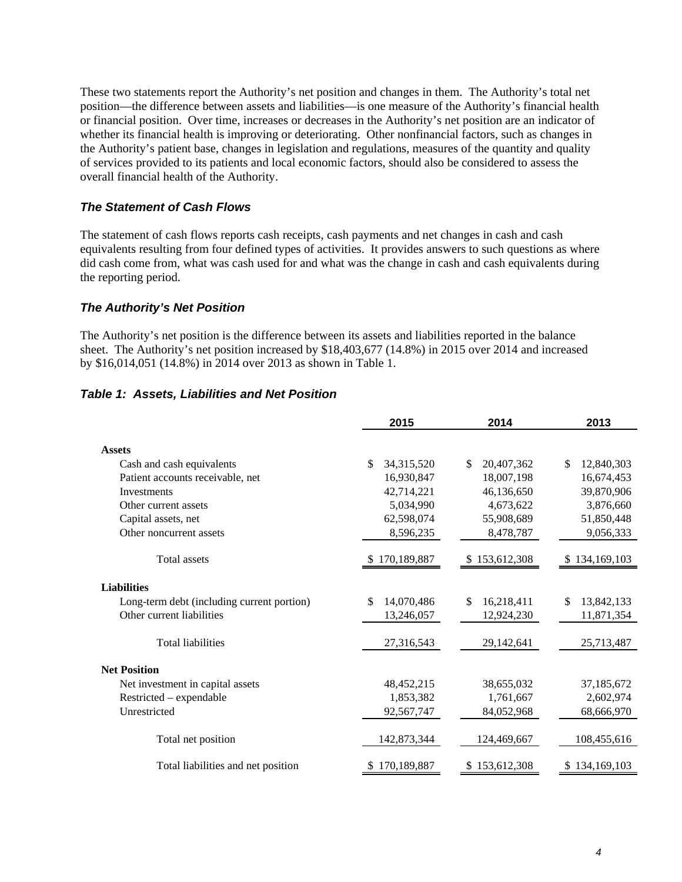These two statements report the Authority's net position and changes in them. The Authority's total net position—the difference between assets and liabilities—is one measure of the Authority's financial health or financial position. Over time, increases or decreases in the Authority's net position are an indicator of whether its financial health is improving or deteriorating. Other nonfinancial factors, such as changes in the Authority's patient base, changes in legislation and regulations, measures of the quantity and quality of services provided to its patients and local economic factors, should also be considered to assess the overall financial health of the Authority.

### *The Statement of Cash Flows*

The statement of cash flows reports cash receipts, cash payments and net changes in cash and cash equivalents resulting from four defined types of activities. It provides answers to such questions as where did cash come from, what was cash used for and what was the change in cash and cash equivalents during the reporting period.

### *The Authority's Net Position*

The Authority's net position is the difference between its assets and liabilities reported in the balance sheet. The Authority's net position increased by $18,403,677 (14.8%) in 2015 over 2014 and increased by $16,014,051 (14.8%) in 2014 over 2013 as shown in Table 1.

### *Table 1: Assets, Liabilities and Net Position*

| | 2015 | 2014 | 2013 |
|---|---|---|---|
| **Assets** | | | |
| Cash and cash equivalents | $ 34,315,520 | $ 20,407,362 | $ 12,840,303 |
| Patient accounts receivable, net | 16,930,847 | 18,007,198 | 16,674,453 |
| Investments | 42,714,221 | 46,136,650 | 39,870,906 |
| Other current assets | 5,034,990 | 4,673,622 | 3,876,660 |
| Capital assets, net | 62,598,074 | 55,908,689 | 51,850,448 |
| Other noncurrent assets | 8,596,235 | 8,478,787 | 9,056,333 |
| Total assets | $ 170,189,887 | $ 153,612,308 | $ 134,169,103 |
| **Liabilities** | | | |
| Long-term debt (including current portion) | $ 14,070,486 | $ 16,218,411 | $ 13,842,133 |
| Other current liabilities | 13,246,057 | 12,924,230 | 11,871,354 |
| Total liabilities | 27,316,543 | 29,142,641 | 25,713,487 |
| **Net Position** | | | |
| Net investment in capital assets | 48,452,215 | 38,655,032 | 37,185,672 |
| Restricted – expendable | 1,853,382 | 1,761,667 | 2,602,974 |
| Unrestricted | 92,567,747 | 84,052,968 | 68,666,970 |
| Total net position | 142,873,344 | 124,469,667 | 108,455,616 |
| Total liabilities and net position | $ 170,189,887 | $ 153,612,308 | $ 134,169,103 |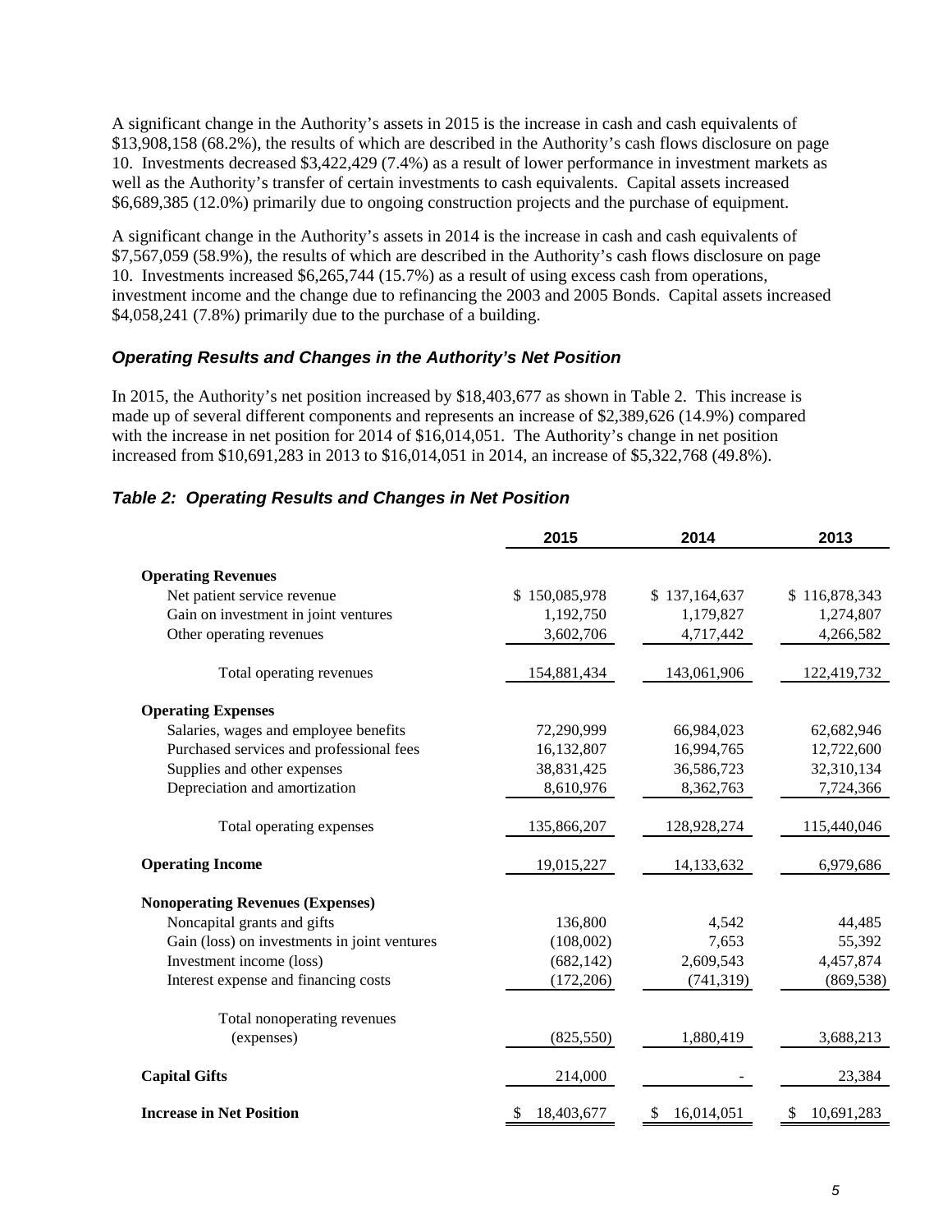A significant change in the Authority's assets in 2015 is the increase in cash and cash equivalents of $13,908,158 (68.2%), the results of which are described in the Authority's cash flows disclosure on page 10. Investments decreased $3,422,429 (7.4%) as a result of lower performance in investment markets as well as the Authority's transfer of certain investments to cash equivalents. Capital assets increased $6,689,385 (12.0%) primarily due to ongoing construction projects and the purchase of equipment.

A significant change in the Authority's assets in 2014 is the increase in cash and cash equivalents of $7,567,059 (58.9%), the results of which are described in the Authority's cash flows disclosure on page 10. Investments increased $6,265,744 (15.7%) as a result of using excess cash from operations, investment income and the change due to refinancing the 2003 and 2005 Bonds. Capital assets increased $4,058,241 (7.8%) primarily due to the purchase of a building.

### *Operating Results and Changes in the Authority's Net Position*

In 2015, the Authority's net position increased by $18,403,677 as shown in Table 2. This increase is made up of several different components and represents an increase of $2,389,626 (14.9%) compared with the increase in net position for 2014 of $16,014,051. The Authority's change in net position increased from $10,691,283 in 2013 to $16,014,051 in 2014, an increase of $5,322,768 (49.8%).

### *Table 2: Operating Results and Changes in Net Position*

| | 2015 | 2014 | 2013 |
|---|---|---|---|
| **Operating Revenues** | | | |
| Net patient service revenue | $ 150,085,978 | $ 137,164,637 | $ 116,878,343 |
| Gain on investment in joint ventures | 1,192,750 | 1,179,827 | 1,274,807 |
| Other operating revenues | 3,602,706 | 4,717,442 | 4,266,582 |
| Total operating revenues | 154,881,434 | 143,061,906 | 122,419,732 |
| **Operating Expenses** | | | |
| Salaries, wages and employee benefits | 72,290,999 | 66,984,023 | 62,682,946 |
| Purchased services and professional fees | 16,132,807 | 16,994,765 | 12,722,600 |
| Supplies and other expenses | 38,831,425 | 36,586,723 | 32,310,134 |
| Depreciation and amortization | 8,610,976 | 8,362,763 | 7,724,366 |
| Total operating expenses | 135,866,207 | 128,928,274 | 115,440,046 |
| **Operating Income** | 19,015,227 | 14,133,632 | 6,979,686 |
| **Nonoperating Revenues (Expenses)** | | | |
| Noncapital grants and gifts | 136,800 | 4,542 | 44,485 |
| Gain (loss) on investments in joint ventures | (108,002) | 7,653 | 55,392 |
| Investment income (loss) | (682,142) | 2,609,543 | 4,457,874 |
| Interest expense and financing costs | (172,206) | (741,319) | (869,538) |
| Total nonoperating revenues (expenses) | (825,550) | 1,880,419 | 3,688,213 |
| **Capital Gifts** | 214,000 | - | 23,384 |
| **Increase in Net Position** | $ 18,403,677 | $ 16,014,051 | $ 10,691,283 |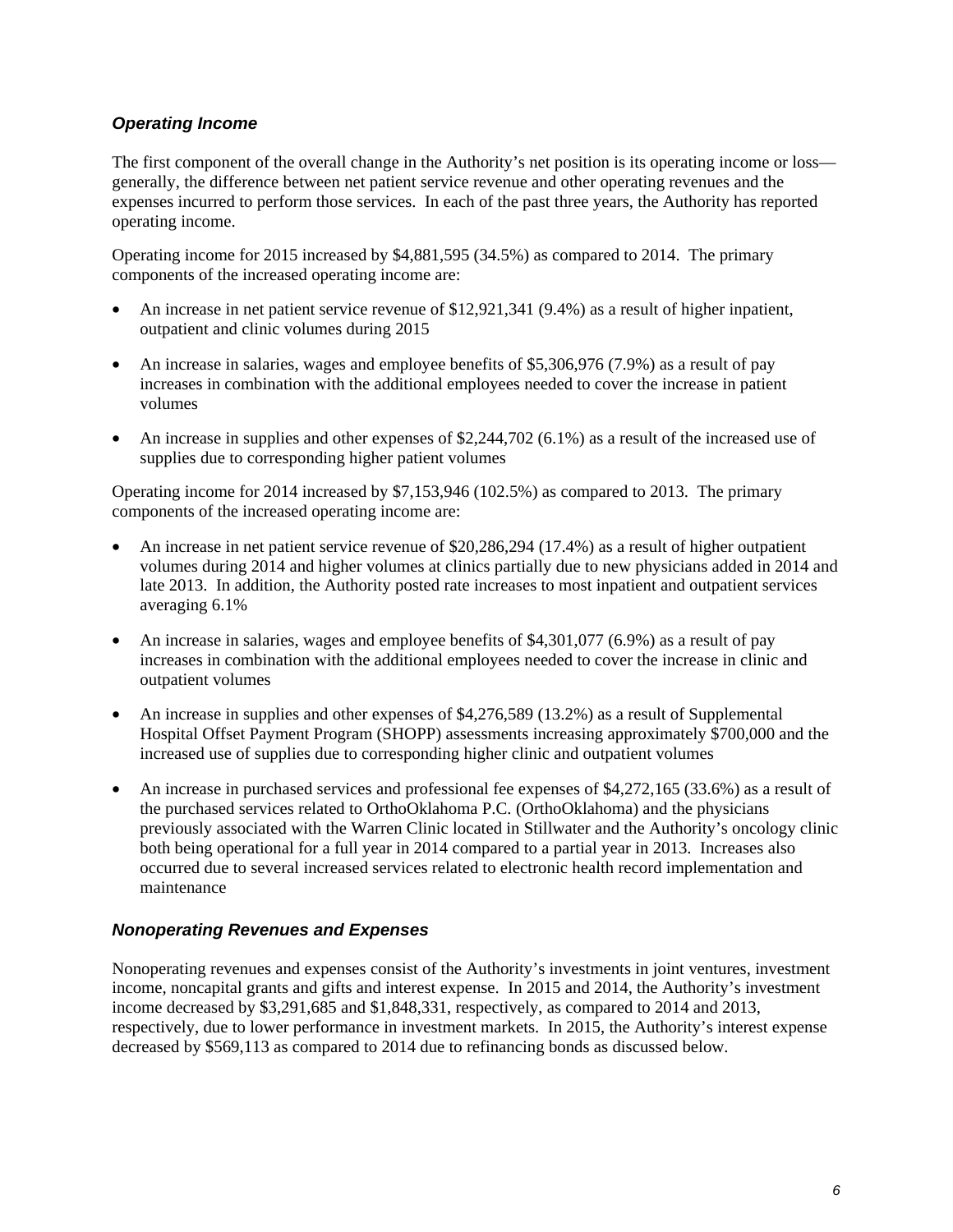### *Operating Income*

The first component of the overall change in the Authority's net position is its operating income or loss—generally, the difference between net patient service revenue and other operating revenues and the expenses incurred to perform those services. In each of the past three years, the Authority has reported operating income.

Operating income for 2015 increased by $4,881,595 (34.5%) as compared to 2014. The primary components of the increased operating income are:

- An increase in net patient service revenue of $12,921,341 (9.4%) as a result of higher inpatient, outpatient and clinic volumes during 2015
- An increase in salaries, wages and employee benefits of $5,306,976 (7.9%) as a result of pay increases in combination with the additional employees needed to cover the increase in patient volumes
- An increase in supplies and other expenses of $2,244,702 (6.1%) as a result of the increased use of supplies due to corresponding higher patient volumes

Operating income for 2014 increased by $7,153,946 (102.5%) as compared to 2013. The primary components of the increased operating income are:

- An increase in net patient service revenue of $20,286,294 (17.4%) as a result of higher outpatient volumes during 2014 and higher volumes at clinics partially due to new physicians added in 2014 and late 2013. In addition, the Authority posted rate increases to most inpatient and outpatient services averaging 6.1%
- An increase in salaries, wages and employee benefits of $4,301,077 (6.9%) as a result of pay increases in combination with the additional employees needed to cover the increase in clinic and outpatient volumes
- An increase in supplies and other expenses of $4,276,589 (13.2%) as a result of Supplemental Hospital Offset Payment Program (SHOPP) assessments increasing approximately $700,000 and the increased use of supplies due to corresponding higher clinic and outpatient volumes
- An increase in purchased services and professional fee expenses of $4,272,165 (33.6%) as a result of the purchased services related to OrthoOklahoma P.C. (OrthoOklahoma) and the physicians previously associated with the Warren Clinic located in Stillwater and the Authority's oncology clinic both being operational for a full year in 2014 compared to a partial year in 2013. Increases also occurred due to several increased services related to electronic health record implementation and maintenance

### *Nonoperating Revenues and Expenses*

Nonoperating revenues and expenses consist of the Authority's investments in joint ventures, investment income, noncapital grants and gifts and interest expense. In 2015 and 2014, the Authority's investment income decreased by $3,291,685 and $1,848,331, respectively, as compared to 2014 and 2013, respectively, due to lower performance in investment markets. In 2015, the Authority's interest expense decreased by $569,113 as compared to 2014 due to refinancing bonds as discussed below.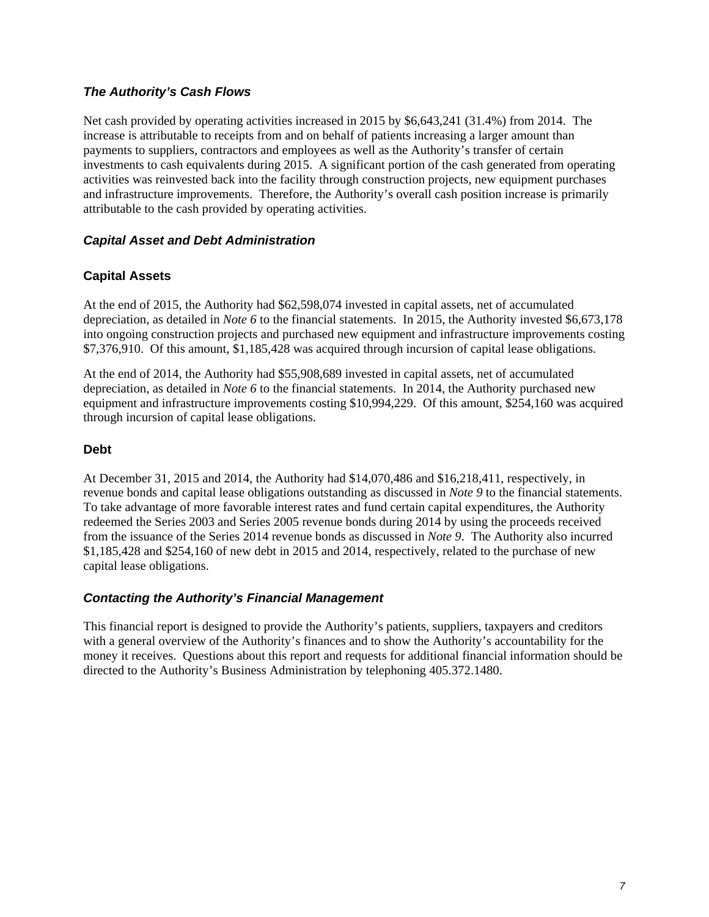## *The Authority's Cash Flows*

Net cash provided by operating activities increased in 2015 by $6,643,241 (31.4%) from 2014. The increase is attributable to receipts from and on behalf of patients increasing a larger amount than payments to suppliers, contractors and employees as well as the Authority's transfer of certain investments to cash equivalents during 2015. A significant portion of the cash generated from operating activities was reinvested back into the facility through construction projects, new equipment purchases and infrastructure improvements. Therefore, the Authority's overall cash position increase is primarily attributable to the cash provided by operating activities.

## *Capital Asset and Debt Administration*

### Capital Assets

At the end of 2015, the Authority had $62,598,074 invested in capital assets, net of accumulated depreciation, as detailed in *Note 6* to the financial statements. In 2015, the Authority invested $6,673,178 into ongoing construction projects and purchased new equipment and infrastructure improvements costing $7,376,910. Of this amount, $1,185,428 was acquired through incursion of capital lease obligations.

At the end of 2014, the Authority had $55,908,689 invested in capital assets, net of accumulated depreciation, as detailed in *Note 6* to the financial statements. In 2014, the Authority purchased new equipment and infrastructure improvements costing $10,994,229. Of this amount, $254,160 was acquired through incursion of capital lease obligations.

### Debt

At December 31, 2015 and 2014, the Authority had $14,070,486 and $16,218,411, respectively, in revenue bonds and capital lease obligations outstanding as discussed in *Note 9* to the financial statements. To take advantage of more favorable interest rates and fund certain capital expenditures, the Authority redeemed the Series 2003 and Series 2005 revenue bonds during 2014 by using the proceeds received from the issuance of the Series 2014 revenue bonds as discussed in *Note 9*. The Authority also incurred $1,185,428 and $254,160 of new debt in 2015 and 2014, respectively, related to the purchase of new capital lease obligations.

## *Contacting the Authority's Financial Management*

This financial report is designed to provide the Authority's patients, suppliers, taxpayers and creditors with a general overview of the Authority's finances and to show the Authority's accountability for the money it receives. Questions about this report and requests for additional financial information should be directed to the Authority's Business Administration by telephoning 405.372.1480.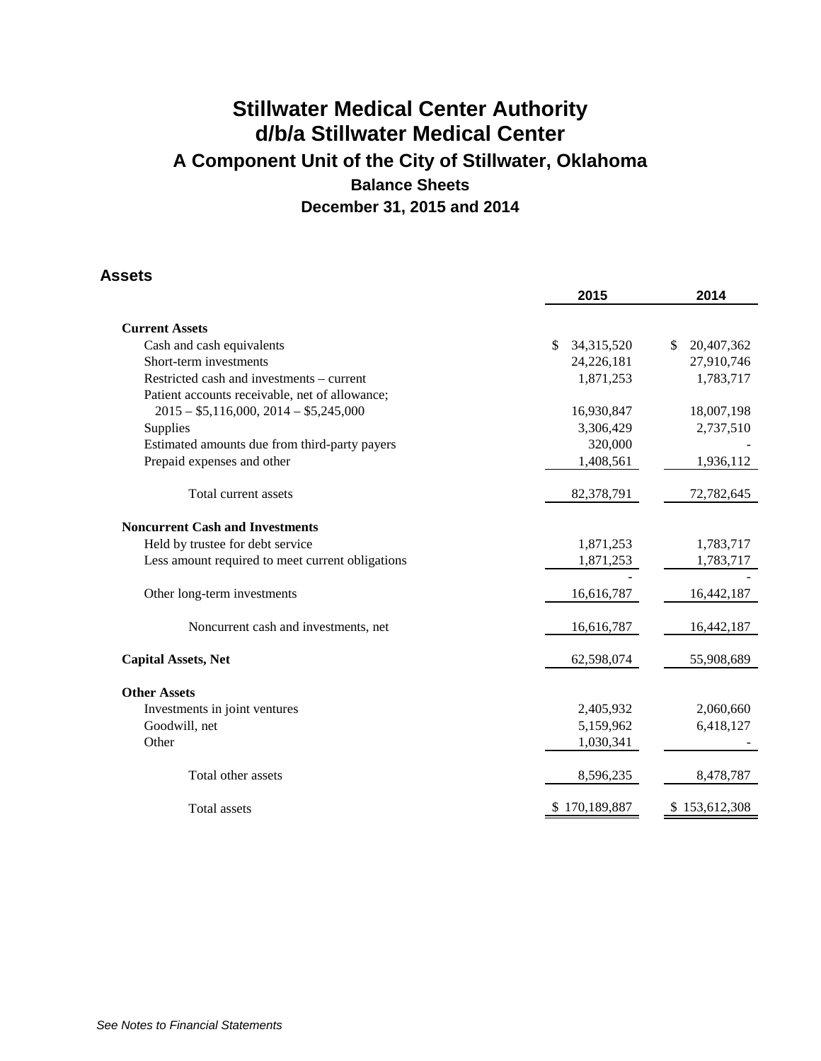# Stillwater Medical Center Authority
# d/b/a Stillwater Medical Center
## A Component Unit of the City of Stillwater, Oklahoma
### Balance Sheets
### December 31, 2015 and 2014

## Assets

| | 2015 | 2014 |
|---|---|---|
| **Current Assets** | | |
| Cash and cash equivalents | $ 34,315,520 | $ 20,407,362 |
| Short-term investments | 24,226,181 | 27,910,746 |
| Restricted cash and investments – current | 1,871,253 | 1,783,717 |
| Patient accounts receivable, net of allowance; 2015 – $5,116,000, 2014 – $5,245,000 | 16,930,847 | 18,007,198 |
| Supplies | 3,306,429 | 2,737,510 |
| Estimated amounts due from third-party payers | 320,000 | - |
| Prepaid expenses and other | 1,408,561 | 1,936,112 |
| Total current assets | 82,378,791 | 72,782,645 |
| **Noncurrent Cash and Investments** | | |
| Held by trustee for debt service | 1,871,253 | 1,783,717 |
| Less amount required to meet current obligations | 1,871,253 | 1,783,717 |
| | - | - |
| Other long-term investments | 16,616,787 | 16,442,187 |
| Noncurrent cash and investments, net | 16,616,787 | 16,442,187 |
| **Capital Assets, Net** | 62,598,074 | 55,908,689 |
| **Other Assets** | | |
| Investments in joint ventures | 2,405,932 | 2,060,660 |
| Goodwill, net | 5,159,962 | 6,418,127 |
| Other | 1,030,341 | - |
| Total other assets | 8,596,235 | 8,478,787 |
| Total assets | $ 170,189,887 | $ 153,612,308 |

*See Notes to Financial Statements*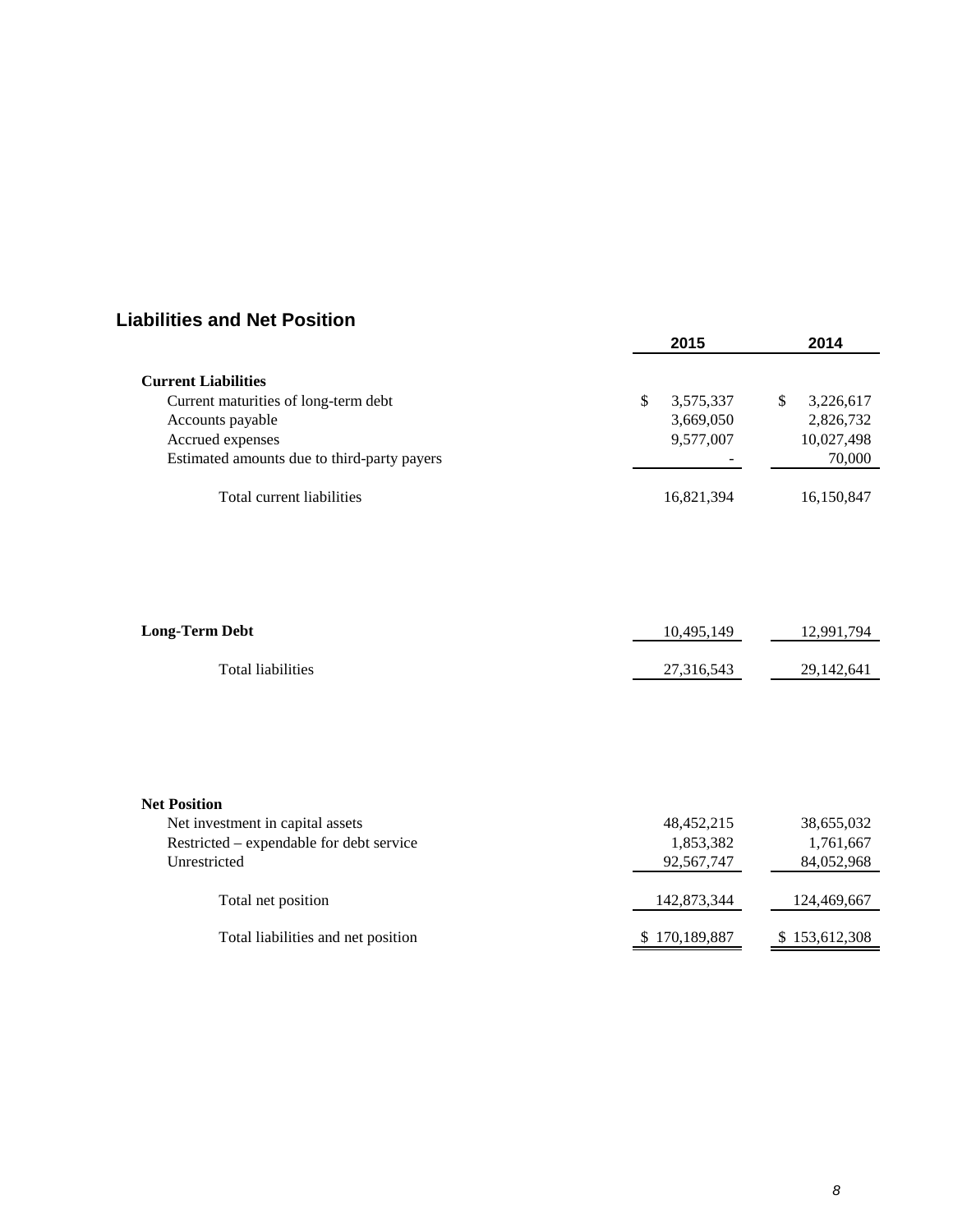## Liabilities and Net Position

| | 2015 | 2014 |
|---|---|---|
| **Current Liabilities** | | |
| Current maturities of long-term debt | $ 3,575,337 | $ 3,226,617 |
| Accounts payable | 3,669,050 | 2,826,732 |
| Accrued expenses | 9,577,007 | 10,027,498 |
| Estimated amounts due to third-party payers | - | 70,000 |
| Total current liabilities | 16,821,394 | 16,150,847 |
| **Long-Term Debt** | 10,495,149 | 12,991,794 |
| Total liabilities | 27,316,543 | 29,142,641 |
| **Net Position** | | |
| Net investment in capital assets | 48,452,215 | 38,655,032 |
| Restricted – expendable for debt service | 1,853,382 | 1,761,667 |
| Unrestricted | 92,567,747 | 84,052,968 |
| Total net position | 142,873,344 | 124,469,667 |
| Total liabilities and net position | $ 170,189,887 | $ 153,612,308 |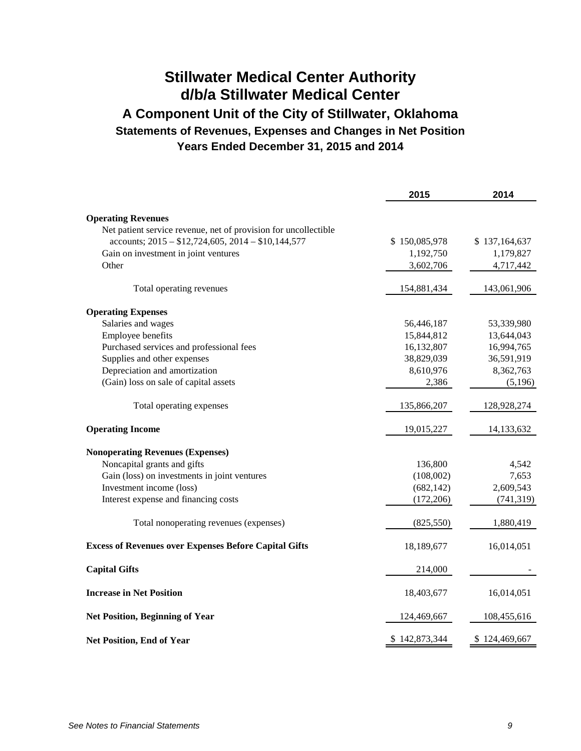# Stillwater Medical Center Authority
# d/b/a Stillwater Medical Center
## A Component Unit of the City of Stillwater, Oklahoma
### Statements of Revenues, Expenses and Changes in Net Position
### Years Ended December 31, 2015 and 2014

| | 2015 | 2014 |
|---|---|---|
| **Operating Revenues** | | |
| Net patient service revenue, net of provision for uncollectible accounts; 2015 – $12,724,605, 2014 – $10,144,577 | $ 150,085,978 | $ 137,164,637 |
| Gain on investment in joint ventures | 1,192,750 | 1,179,827 |
| Other | 3,602,706 | 4,717,442 |
| Total operating revenues | 154,881,434 | 143,061,906 |
| **Operating Expenses** | | |
| Salaries and wages | 56,446,187 | 53,339,980 |
| Employee benefits | 15,844,812 | 13,644,043 |
| Purchased services and professional fees | 16,132,807 | 16,994,765 |
| Supplies and other expenses | 38,829,039 | 36,591,919 |
| Depreciation and amortization | 8,610,976 | 8,362,763 |
| (Gain) loss on sale of capital assets | 2,386 | (5,196) |
| Total operating expenses | 135,866,207 | 128,928,274 |
| **Operating Income** | 19,015,227 | 14,133,632 |
| **Nonoperating Revenues (Expenses)** | | |
| Noncapital grants and gifts | 136,800 | 4,542 |
| Gain (loss) on investments in joint ventures | (108,002) | 7,653 |
| Investment income (loss) | (682,142) | 2,609,543 |
| Interest expense and financing costs | (172,206) | (741,319) |
| Total nonoperating revenues (expenses) | (825,550) | 1,880,419 |
| **Excess of Revenues over Expenses Before Capital Gifts** | 18,189,677 | 16,014,051 |
| **Capital Gifts** | 214,000 | - |
| **Increase in Net Position** | 18,403,677 | 16,014,051 |
| **Net Position, Beginning of Year** | 124,469,667 | 108,455,616 |
| **Net Position, End of Year** | $ 142,873,344 | $ 124,469,667 |

*See Notes to Financial Statements*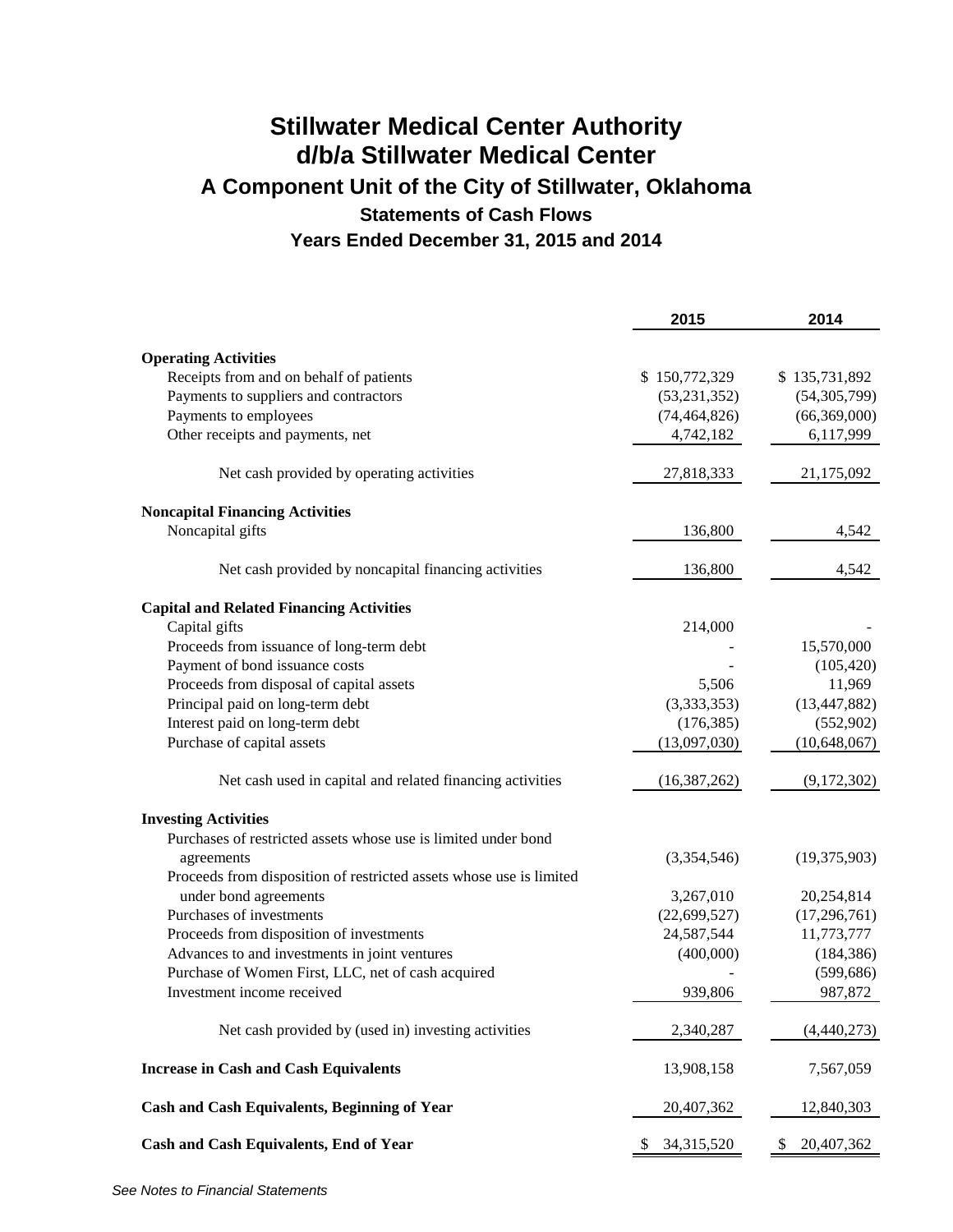# Stillwater Medical Center Authority
# d/b/a Stillwater Medical Center
## A Component Unit of the City of Stillwater, Oklahoma
### Statements of Cash Flows
### Years Ended December 31, 2015 and 2014

| | 2015 | 2014 |
|---|---|---|
| **Operating Activities** | | |
| Receipts from and on behalf of patients | $ 150,772,329 | $ 135,731,892 |
| Payments to suppliers and contractors | (53,231,352) | (54,305,799) |
| Payments to employees | (74,464,826) | (66,369,000) |
| Other receipts and payments, net | 4,742,182 | 6,117,999 |
| Net cash provided by operating activities | 27,818,333 | 21,175,092 |
| **Noncapital Financing Activities** | | |
| Noncapital gifts | 136,800 | 4,542 |
| Net cash provided by noncapital financing activities | 136,800 | 4,542 |
| **Capital and Related Financing Activities** | | |
| Capital gifts | 214,000 | - |
| Proceeds from issuance of long-term debt | - | 15,570,000 |
| Payment of bond issuance costs | - | (105,420) |
| Proceeds from disposal of capital assets | 5,506 | 11,969 |
| Principal paid on long-term debt | (3,333,353) | (13,447,882) |
| Interest paid on long-term debt | (176,385) | (552,902) |
| Purchase of capital assets | (13,097,030) | (10,648,067) |
| Net cash used in capital and related financing activities | (16,387,262) | (9,172,302) |
| **Investing Activities** | | |
| Purchases of restricted assets whose use is limited under bond agreements | (3,354,546) | (19,375,903) |
| Proceeds from disposition of restricted assets whose use is limited under bond agreements | 3,267,010 | 20,254,814 |
| Purchases of investments | (22,699,527) | (17,296,761) |
| Proceeds from disposition of investments | 24,587,544 | 11,773,777 |
| Advances to and investments in joint ventures | (400,000) | (184,386) |
| Purchase of Women First, LLC, net of cash acquired | - | (599,686) |
| Investment income received | 939,806 | 987,872 |
| Net cash provided by (used in) investing activities | 2,340,287 | (4,440,273) |
| **Increase in Cash and Cash Equivalents** | 13,908,158 | 7,567,059 |
| **Cash and Cash Equivalents, Beginning of Year** | 20,407,362 | 12,840,303 |
| **Cash and Cash Equivalents, End of Year** | $ 34,315,520 | $ 20,407,362 |

*See Notes to Financial Statements*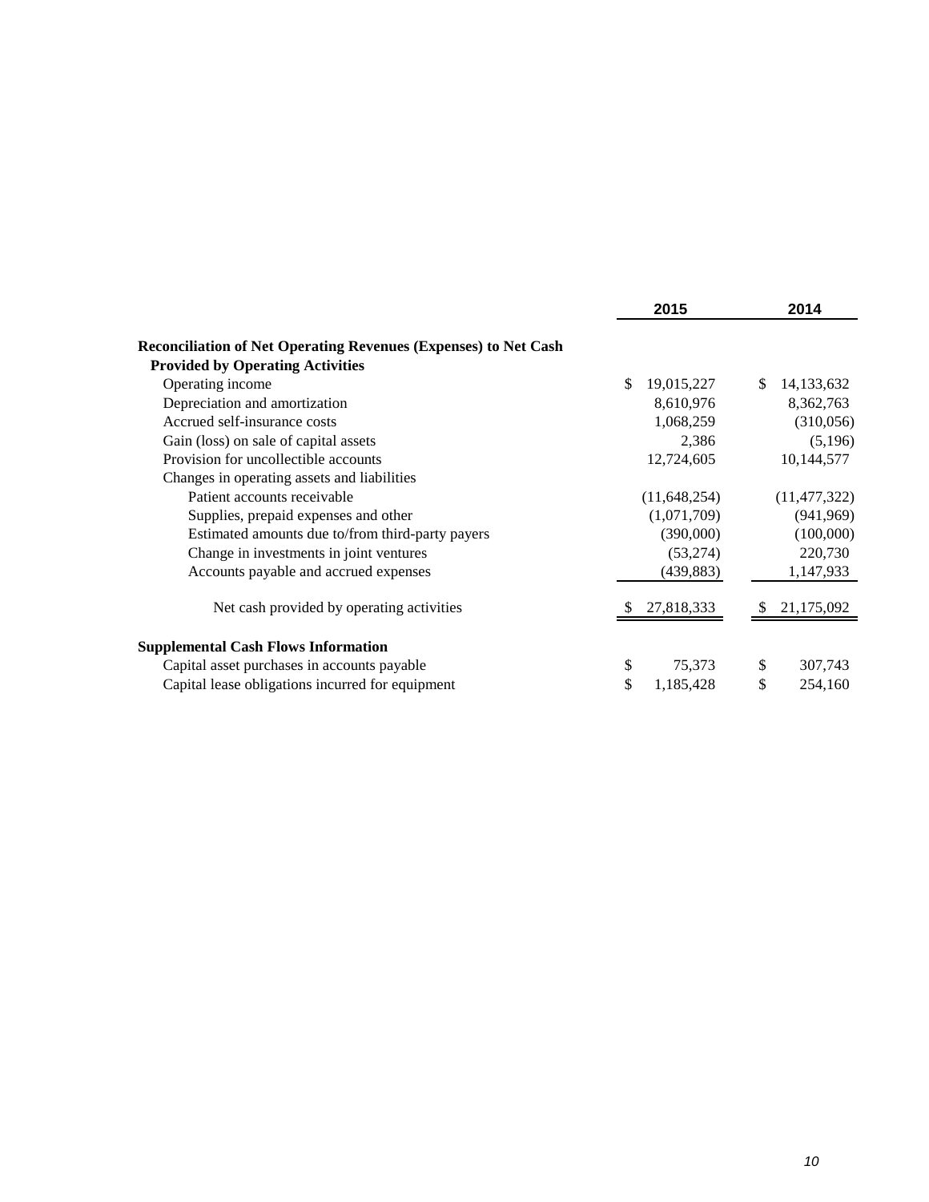| | 2015 | 2014 |
|---|---|---|
| **Reconciliation of Net Operating Revenues (Expenses) to Net Cash Provided by Operating Activities** | | |
| Operating income | $ 19,015,227 | $ 14,133,632 |
| Depreciation and amortization | 8,610,976 | 8,362,763 |
| Accrued self-insurance costs | 1,068,259 | (310,056) |
| Gain (loss) on sale of capital assets | 2,386 | (5,196) |
| Provision for uncollectible accounts | 12,724,605 | 10,144,577 |
| Changes in operating assets and liabilities | | |
| Patient accounts receivable | (11,648,254) | (11,477,322) |
| Supplies, prepaid expenses and other | (1,071,709) | (941,969) |
| Estimated amounts due to/from third-party payers | (390,000) | (100,000) |
| Change in investments in joint ventures | (53,274) | 220,730 |
| Accounts payable and accrued expenses | (439,883) | 1,147,933 |
| Net cash provided by operating activities | $ 27,818,333 | $ 21,175,092 |
| **Supplemental Cash Flows Information** | | |
| Capital asset purchases in accounts payable | $ 75,373 | $ 307,743 |
| Capital lease obligations incurred for equipment | $ 1,185,428 | $ 254,160 |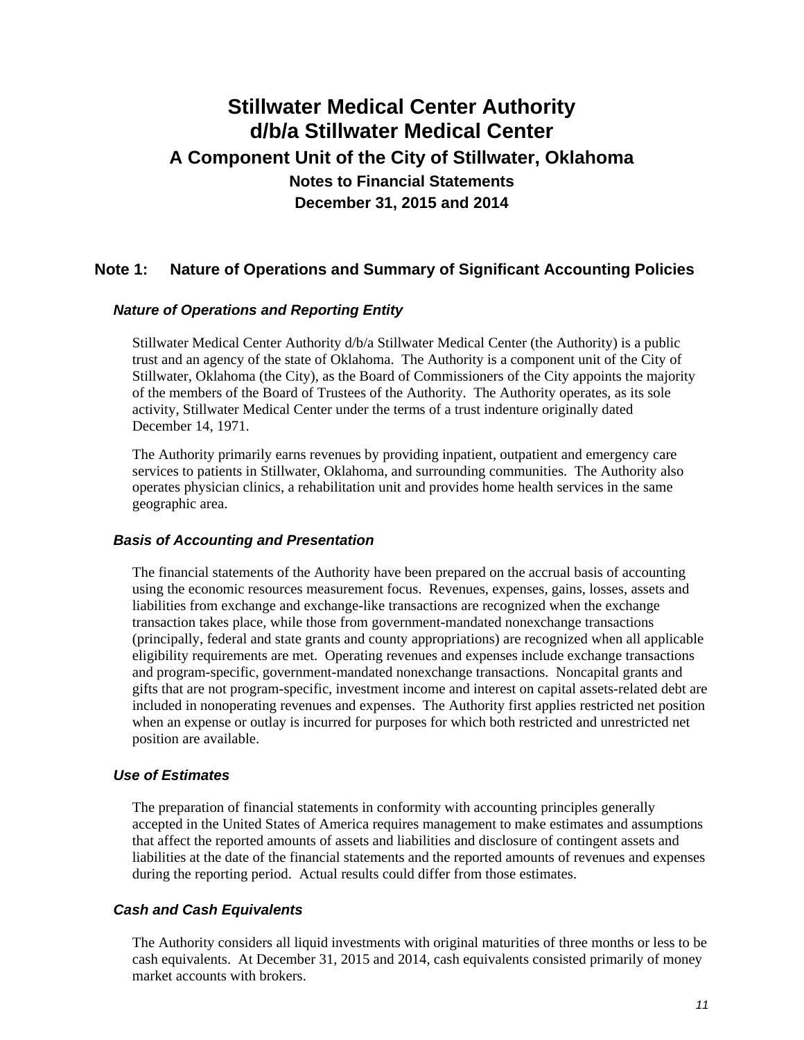# Stillwater Medical Center Authority
# d/b/a Stillwater Medical Center
## A Component Unit of the City of Stillwater, Oklahoma
### Notes to Financial Statements
### December 31, 2015 and 2014

## Note 1: Nature of Operations and Summary of Significant Accounting Policies

### *Nature of Operations and Reporting Entity*

Stillwater Medical Center Authority d/b/a Stillwater Medical Center (the Authority) is a public trust and an agency of the state of Oklahoma. The Authority is a component unit of the City of Stillwater, Oklahoma (the City), as the Board of Commissioners of the City appoints the majority of the members of the Board of Trustees of the Authority. The Authority operates, as its sole activity, Stillwater Medical Center under the terms of a trust indenture originally dated December 14, 1971.

The Authority primarily earns revenues by providing inpatient, outpatient and emergency care services to patients in Stillwater, Oklahoma, and surrounding communities. The Authority also operates physician clinics, a rehabilitation unit and provides home health services in the same geographic area.

### *Basis of Accounting and Presentation*

The financial statements of the Authority have been prepared on the accrual basis of accounting using the economic resources measurement focus. Revenues, expenses, gains, losses, assets and liabilities from exchange and exchange-like transactions are recognized when the exchange transaction takes place, while those from government-mandated nonexchange transactions (principally, federal and state grants and county appropriations) are recognized when all applicable eligibility requirements are met. Operating revenues and expenses include exchange transactions and program-specific, government-mandated nonexchange transactions. Noncapital grants and gifts that are not program-specific, investment income and interest on capital assets-related debt are included in nonoperating revenues and expenses. The Authority first applies restricted net position when an expense or outlay is incurred for purposes for which both restricted and unrestricted net position are available.

### *Use of Estimates*

The preparation of financial statements in conformity with accounting principles generally accepted in the United States of America requires management to make estimates and assumptions that affect the reported amounts of assets and liabilities and disclosure of contingent assets and liabilities at the date of the financial statements and the reported amounts of revenues and expenses during the reporting period. Actual results could differ from those estimates.

### *Cash and Cash Equivalents*

The Authority considers all liquid investments with original maturities of three months or less to be cash equivalents. At December 31, 2015 and 2014, cash equivalents consisted primarily of money market accounts with brokers.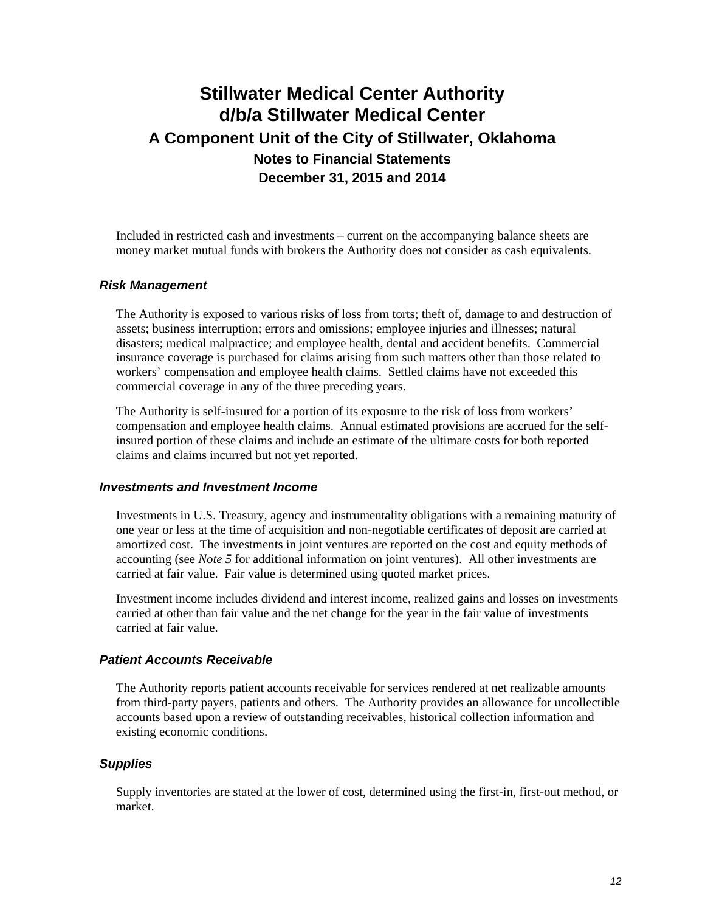Included in restricted cash and investments – current on the accompanying balance sheets are money market mutual funds with brokers the Authority does not consider as cash equivalents.

### *Risk Management*

The Authority is exposed to various risks of loss from torts; theft of, damage to and destruction of assets; business interruption; errors and omissions; employee injuries and illnesses; natural disasters; medical malpractice; and employee health, dental and accident benefits. Commercial insurance coverage is purchased for claims arising from such matters other than those related to workers' compensation and employee health claims. Settled claims have not exceeded this commercial coverage in any of the three preceding years.

The Authority is self-insured for a portion of its exposure to the risk of loss from workers' compensation and employee health claims. Annual estimated provisions are accrued for the self-insured portion of these claims and include an estimate of the ultimate costs for both reported claims and claims incurred but not yet reported.

### *Investments and Investment Income*

Investments in U.S. Treasury, agency and instrumentality obligations with a remaining maturity of one year or less at the time of acquisition and non-negotiable certificates of deposit are carried at amortized cost. The investments in joint ventures are reported on the cost and equity methods of accounting (see *Note 5* for additional information on joint ventures). All other investments are carried at fair value. Fair value is determined using quoted market prices.

Investment income includes dividend and interest income, realized gains and losses on investments carried at other than fair value and the net change for the year in the fair value of investments carried at fair value.

### *Patient Accounts Receivable*

The Authority reports patient accounts receivable for services rendered at net realizable amounts from third-party payers, patients and others. The Authority provides an allowance for uncollectible accounts based upon a review of outstanding receivables, historical collection information and existing economic conditions.

### *Supplies*

Supply inventories are stated at the lower of cost, determined using the first-in, first-out method, or market.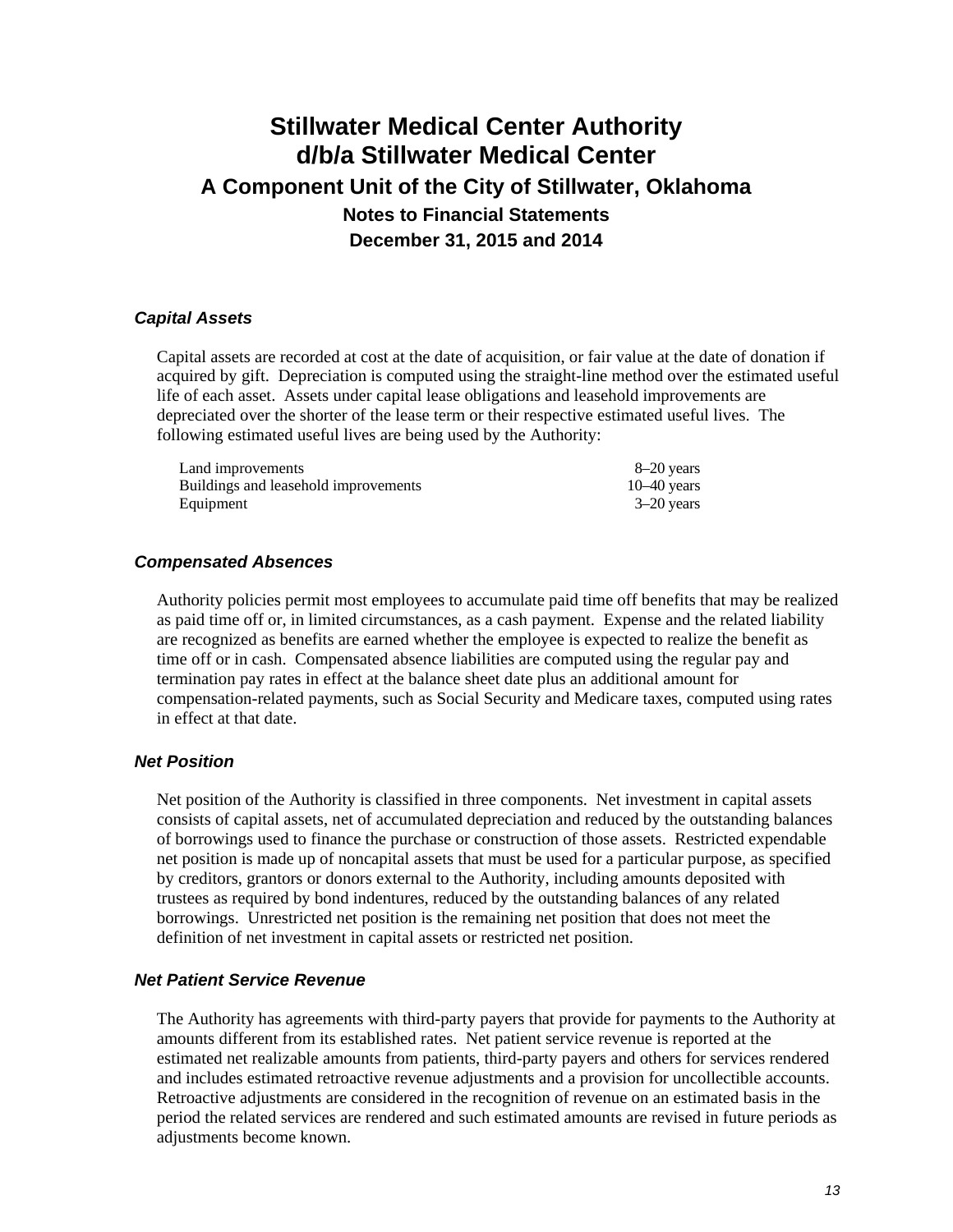# Stillwater Medical Center Authority
# d/b/a Stillwater Medical Center
## A Component Unit of the City of Stillwater, Oklahoma
### Notes to Financial Statements
### December 31, 2015 and 2014

#### *Capital Assets*

Capital assets are recorded at cost at the date of acquisition, or fair value at the date of donation if acquired by gift. Depreciation is computed using the straight-line method over the estimated useful life of each asset. Assets under capital lease obligations and leasehold improvements are depreciated over the shorter of the lease term or their respective estimated useful lives. The following estimated useful lives are being used by the Authority:

| | |
|---|---|
| Land improvements | 8–20 years |
| Buildings and leasehold improvements | 10–40 years |
| Equipment | 3–20 years |

#### *Compensated Absences*

Authority policies permit most employees to accumulate paid time off benefits that may be realized as paid time off or, in limited circumstances, as a cash payment. Expense and the related liability are recognized as benefits are earned whether the employee is expected to realize the benefit as time off or in cash. Compensated absence liabilities are computed using the regular pay and termination pay rates in effect at the balance sheet date plus an additional amount for compensation-related payments, such as Social Security and Medicare taxes, computed using rates in effect at that date.

#### *Net Position*

Net position of the Authority is classified in three components. Net investment in capital assets consists of capital assets, net of accumulated depreciation and reduced by the outstanding balances of borrowings used to finance the purchase or construction of those assets. Restricted expendable net position is made up of noncapital assets that must be used for a particular purpose, as specified by creditors, grantors or donors external to the Authority, including amounts deposited with trustees as required by bond indentures, reduced by the outstanding balances of any related borrowings. Unrestricted net position is the remaining net position that does not meet the definition of net investment in capital assets or restricted net position.

#### *Net Patient Service Revenue*

The Authority has agreements with third-party payers that provide for payments to the Authority at amounts different from its established rates. Net patient service revenue is reported at the estimated net realizable amounts from patients, third-party payers and others for services rendered and includes estimated retroactive revenue adjustments and a provision for uncollectible accounts. Retroactive adjustments are considered in the recognition of revenue on an estimated basis in the period the related services are rendered and such estimated amounts are revised in future periods as adjustments become known.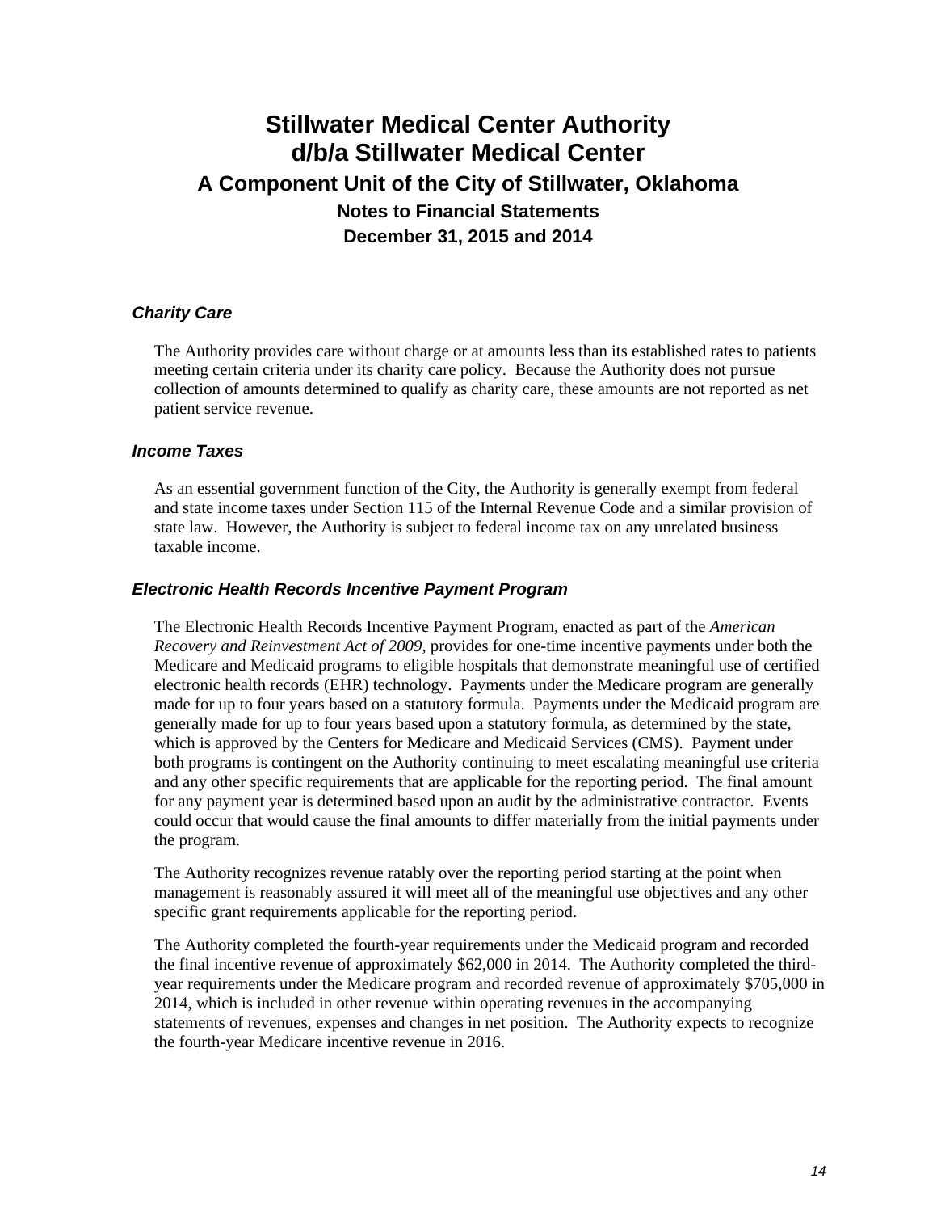# Stillwater Medical Center Authority
# d/b/a Stillwater Medical Center
## A Component Unit of the City of Stillwater, Oklahoma
### Notes to Financial Statements
### December 31, 2015 and 2014

#### *Charity Care*

The Authority provides care without charge or at amounts less than its established rates to patients meeting certain criteria under its charity care policy. Because the Authority does not pursue collection of amounts determined to qualify as charity care, these amounts are not reported as net patient service revenue.

#### *Income Taxes*

As an essential government function of the City, the Authority is generally exempt from federal and state income taxes under Section 115 of the Internal Revenue Code and a similar provision of state law. However, the Authority is subject to federal income tax on any unrelated business taxable income.

#### *Electronic Health Records Incentive Payment Program*

The Electronic Health Records Incentive Payment Program, enacted as part of the *American Recovery and Reinvestment Act of 2009*, provides for one-time incentive payments under both the Medicare and Medicaid programs to eligible hospitals that demonstrate meaningful use of certified electronic health records (EHR) technology. Payments under the Medicare program are generally made for up to four years based on a statutory formula. Payments under the Medicaid program are generally made for up to four years based upon a statutory formula, as determined by the state, which is approved by the Centers for Medicare and Medicaid Services (CMS). Payment under both programs is contingent on the Authority continuing to meet escalating meaningful use criteria and any other specific requirements that are applicable for the reporting period. The final amount for any payment year is determined based upon an audit by the administrative contractor. Events could occur that would cause the final amounts to differ materially from the initial payments under the program.

The Authority recognizes revenue ratably over the reporting period starting at the point when management is reasonably assured it will meet all of the meaningful use objectives and any other specific grant requirements applicable for the reporting period.

The Authority completed the fourth-year requirements under the Medicaid program and recorded the final incentive revenue of approximately $62,000 in 2014. The Authority completed the third-year requirements under the Medicare program and recorded revenue of approximately $705,000 in 2014, which is included in other revenue within operating revenues in the accompanying statements of revenues, expenses and changes in net position. The Authority expects to recognize the fourth-year Medicare incentive revenue in 2016.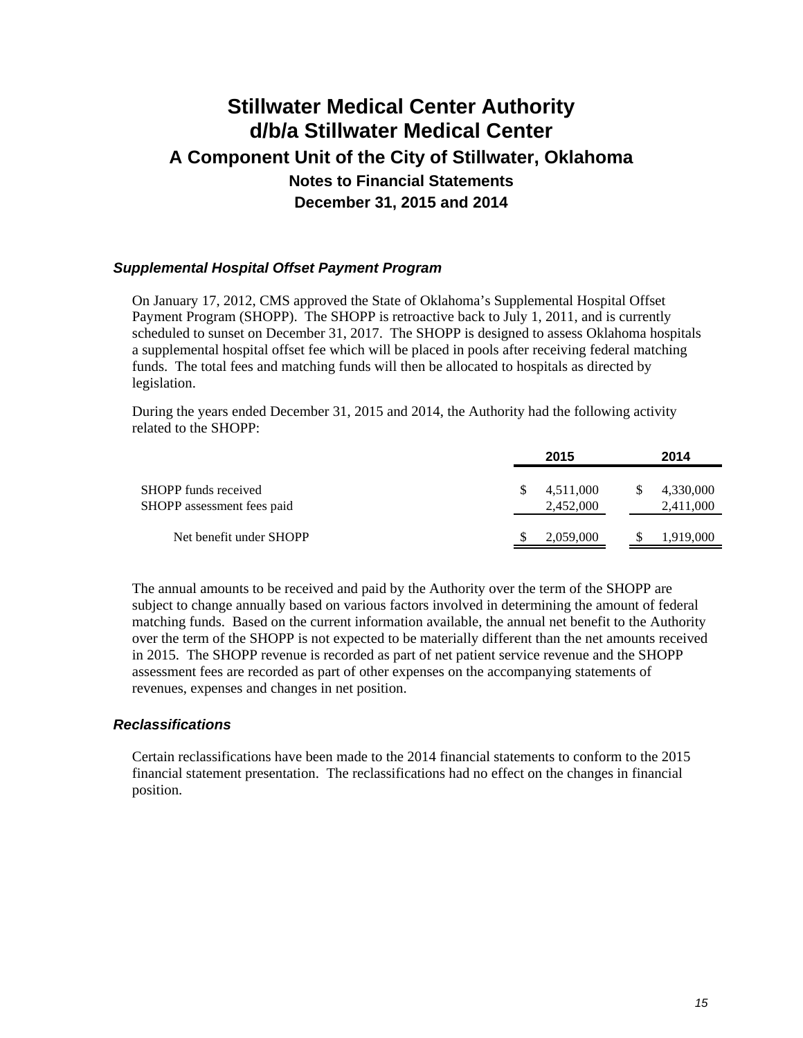# Stillwater Medical Center Authority
# d/b/a Stillwater Medical Center
## A Component Unit of the City of Stillwater, Oklahoma
### Notes to Financial Statements
### December 31, 2015 and 2014

#### *Supplemental Hospital Offset Payment Program*

On January 17, 2012, CMS approved the State of Oklahoma's Supplemental Hospital Offset Payment Program (SHOPP). The SHOPP is retroactive back to July 1, 2011, and is currently scheduled to sunset on December 31, 2017. The SHOPP is designed to assess Oklahoma hospitals a supplemental hospital offset fee which will be placed in pools after receiving federal matching funds. The total fees and matching funds will then be allocated to hospitals as directed by legislation.

During the years ended December 31, 2015 and 2014, the Authority had the following activity related to the SHOPP:

| | 2015 | 2014 |
|---|---|---|
| SHOPP funds received | $ 4,511,000 | $ 4,330,000 |
| SHOPP assessment fees paid | 2,452,000 | 2,411,000 |
| Net benefit under SHOPP | $ 2,059,000 | $ 1,919,000 |

The annual amounts to be received and paid by the Authority over the term of the SHOPP are subject to change annually based on various factors involved in determining the amount of federal matching funds. Based on the current information available, the annual net benefit to the Authority over the term of the SHOPP is not expected to be materially different than the net amounts received in 2015. The SHOPP revenue is recorded as part of net patient service revenue and the SHOPP assessment fees are recorded as part of other expenses on the accompanying statements of revenues, expenses and changes in net position.

#### *Reclassifications*

Certain reclassifications have been made to the 2014 financial statements to conform to the 2015 financial statement presentation. The reclassifications had no effect on the changes in financial position.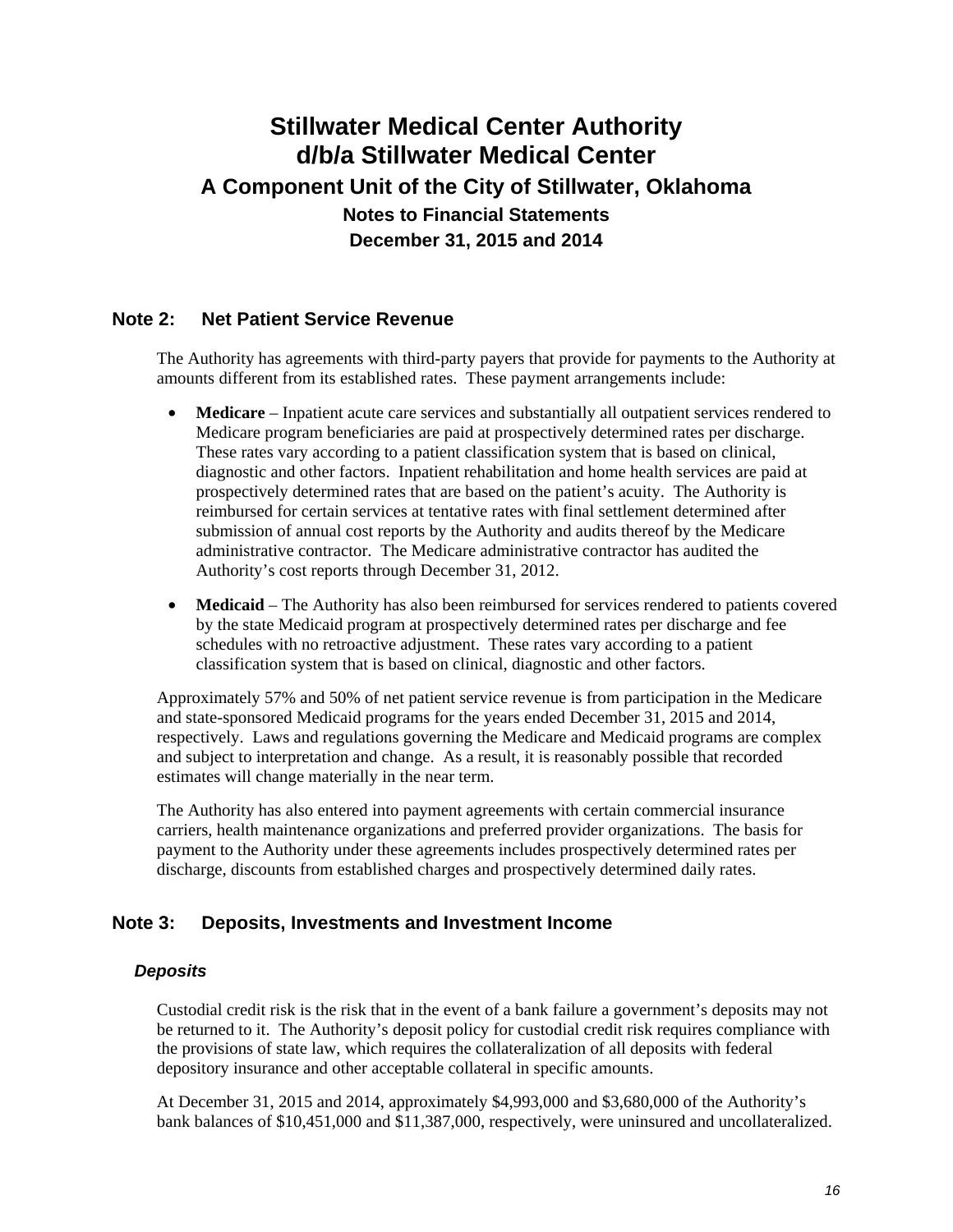# Stillwater Medical Center Authority
# d/b/a Stillwater Medical Center
## A Component Unit of the City of Stillwater, Oklahoma
### Notes to Financial Statements
### December 31, 2015 and 2014

## Note 2: Net Patient Service Revenue

The Authority has agreements with third-party payers that provide for payments to the Authority at amounts different from its established rates. These payment arrangements include:

- **Medicare** – Inpatient acute care services and substantially all outpatient services rendered to Medicare program beneficiaries are paid at prospectively determined rates per discharge. These rates vary according to a patient classification system that is based on clinical, diagnostic and other factors. Inpatient rehabilitation and home health services are paid at prospectively determined rates that are based on the patient's acuity. The Authority is reimbursed for certain services at tentative rates with final settlement determined after submission of annual cost reports by the Authority and audits thereof by the Medicare administrative contractor. The Medicare administrative contractor has audited the Authority's cost reports through December 31, 2012.

- **Medicaid** – The Authority has also been reimbursed for services rendered to patients covered by the state Medicaid program at prospectively determined rates per discharge and fee schedules with no retroactive adjustment. These rates vary according to a patient classification system that is based on clinical, diagnostic and other factors.

Approximately 57% and 50% of net patient service revenue is from participation in the Medicare and state-sponsored Medicaid programs for the years ended December 31, 2015 and 2014, respectively. Laws and regulations governing the Medicare and Medicaid programs are complex and subject to interpretation and change. As a result, it is reasonably possible that recorded estimates will change materially in the near term.

The Authority has also entered into payment agreements with certain commercial insurance carriers, health maintenance organizations and preferred provider organizations. The basis for payment to the Authority under these agreements includes prospectively determined rates per discharge, discounts from established charges and prospectively determined daily rates.

## Note 3: Deposits, Investments and Investment Income

### *Deposits*

Custodial credit risk is the risk that in the event of a bank failure a government's deposits may not be returned to it. The Authority's deposit policy for custodial credit risk requires compliance with the provisions of state law, which requires the collateralization of all deposits with federal depository insurance and other acceptable collateral in specific amounts.

At December 31, 2015 and 2014, approximately $4,993,000 and $3,680,000 of the Authority's bank balances of $10,451,000 and $11,387,000, respectively, were uninsured and uncollateralized.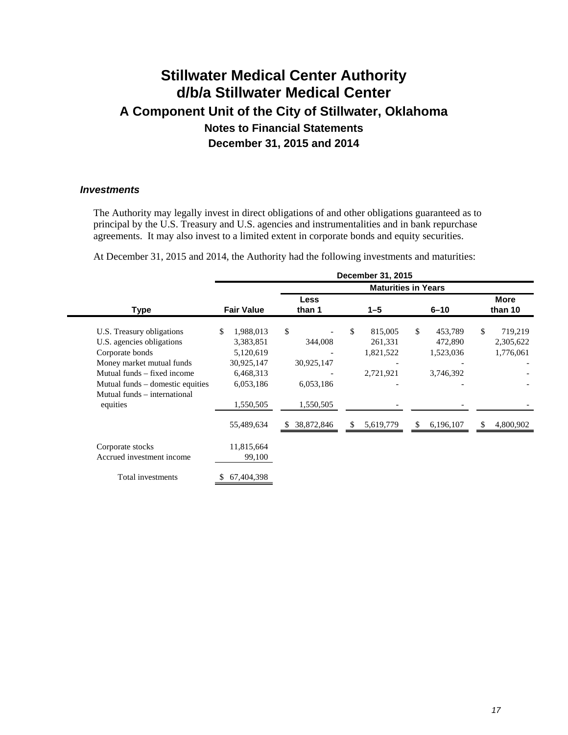# Stillwater Medical Center Authority
# d/b/a Stillwater Medical Center
## A Component Unit of the City of Stillwater, Oklahoma
### Notes to Financial Statements
### December 31, 2015 and 2014

#### *Investments*

The Authority may legally invest in direct obligations of and other obligations guaranteed as to principal by the U.S. Treasury and U.S. agencies and instrumentalities and in bank repurchase agreements. It may also invest to a limited extent in corporate bonds and equity securities.

At December 31, 2015 and 2014, the Authority had the following investments and maturities:

| | December 31, 2015 | | | | |
|---|---|---|---|---|---|
| | | Maturities in Years | | | |
| **Type** | **Fair Value** | **Less than 1** | **1–5** | **6–10** | **More than 10** |
| U.S. Treasury obligations | $ 1,988,013 | $ - | $ 815,005 | $ 453,789 | $ 719,219 |
| U.S. agencies obligations | 3,383,851 | 344,008 | 261,331 | 472,890 | 2,305,622 |
| Corporate bonds | 5,120,619 | - | 1,821,522 | 1,523,036 | 1,776,061 |
| Money market mutual funds | 30,925,147 | 30,925,147 | - | - | - |
| Mutual funds – fixed income | 6,468,313 | - | 2,721,921 | 3,746,392 | - |
| Mutual funds – domestic equities | 6,053,186 | 6,053,186 | - | - | - |
| Mutual funds – international equities | 1,550,505 | 1,550,505 | - | - | - |
| | 55,489,634 | $ 38,872,846 | $ 5,619,779 | $ 6,196,107 | $ 4,800,902 |
| Corporate stocks | 11,815,664 | | | | |
| Accrued investment income | 99,100 | | | | |
| Total investments | $ 67,404,398 | | | | |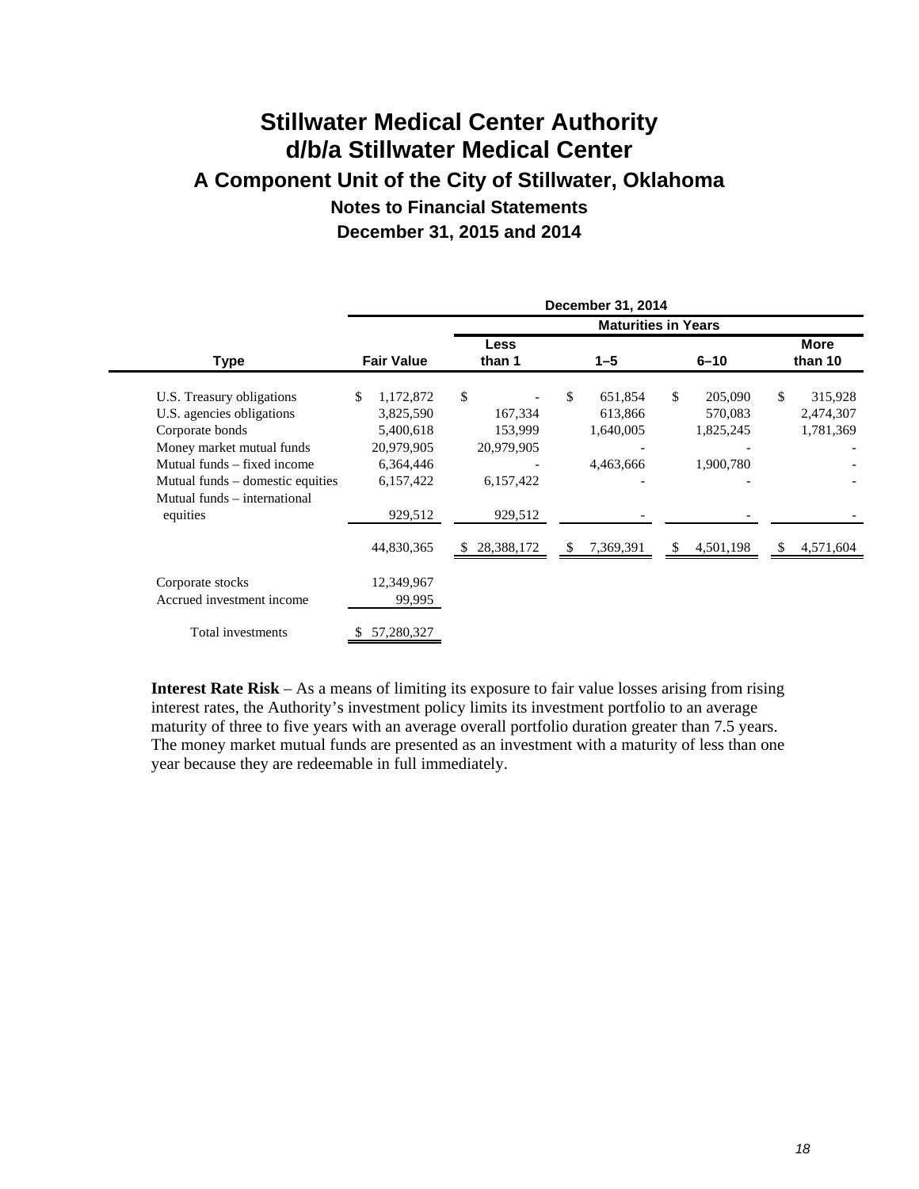# Stillwater Medical Center Authority
# d/b/a Stillwater Medical Center
## A Component Unit of the City of Stillwater, Oklahoma
### Notes to Financial Statements
### December 31, 2015 and 2014

| | December 31, 2014 | | | | |
|---|---|---|---|---|---|
| | | Maturities in Years | | | |
| Type | Fair Value | Less than 1 | 1–5 | 6–10 | More than 10 |
| U.S. Treasury obligations | $ 1,172,872 | $ - | $ 651,854 | $ 205,090 | $ 315,928 |
| U.S. agencies obligations | 3,825,590 | 167,334 | 613,866 | 570,083 | 2,474,307 |
| Corporate bonds | 5,400,618 | 153,999 | 1,640,005 | 1,825,245 | 1,781,369 |
| Money market mutual funds | 20,979,905 | 20,979,905 | - | - | - |
| Mutual funds – fixed income | 6,364,446 | - | 4,463,666 | 1,900,780 | - |
| Mutual funds – domestic equities | 6,157,422 | 6,157,422 | - | - | - |
| Mutual funds – international equities | 929,512 | 929,512 | - | - | - |
| | 44,830,365 | $ 28,388,172 | $ 7,369,391 | $ 4,501,198 | $ 4,571,604 |
| Corporate stocks | 12,349,967 | | | | |
| Accrued investment income | 99,995 | | | | |
| Total investments | $ 57,280,327 | | | | |

**Interest Rate Risk** – As a means of limiting its exposure to fair value losses arising from rising interest rates, the Authority's investment policy limits its investment portfolio to an average maturity of three to five years with an average overall portfolio duration greater than 7.5 years. The money market mutual funds are presented as an investment with a maturity of less than one year because they are redeemable in full immediately.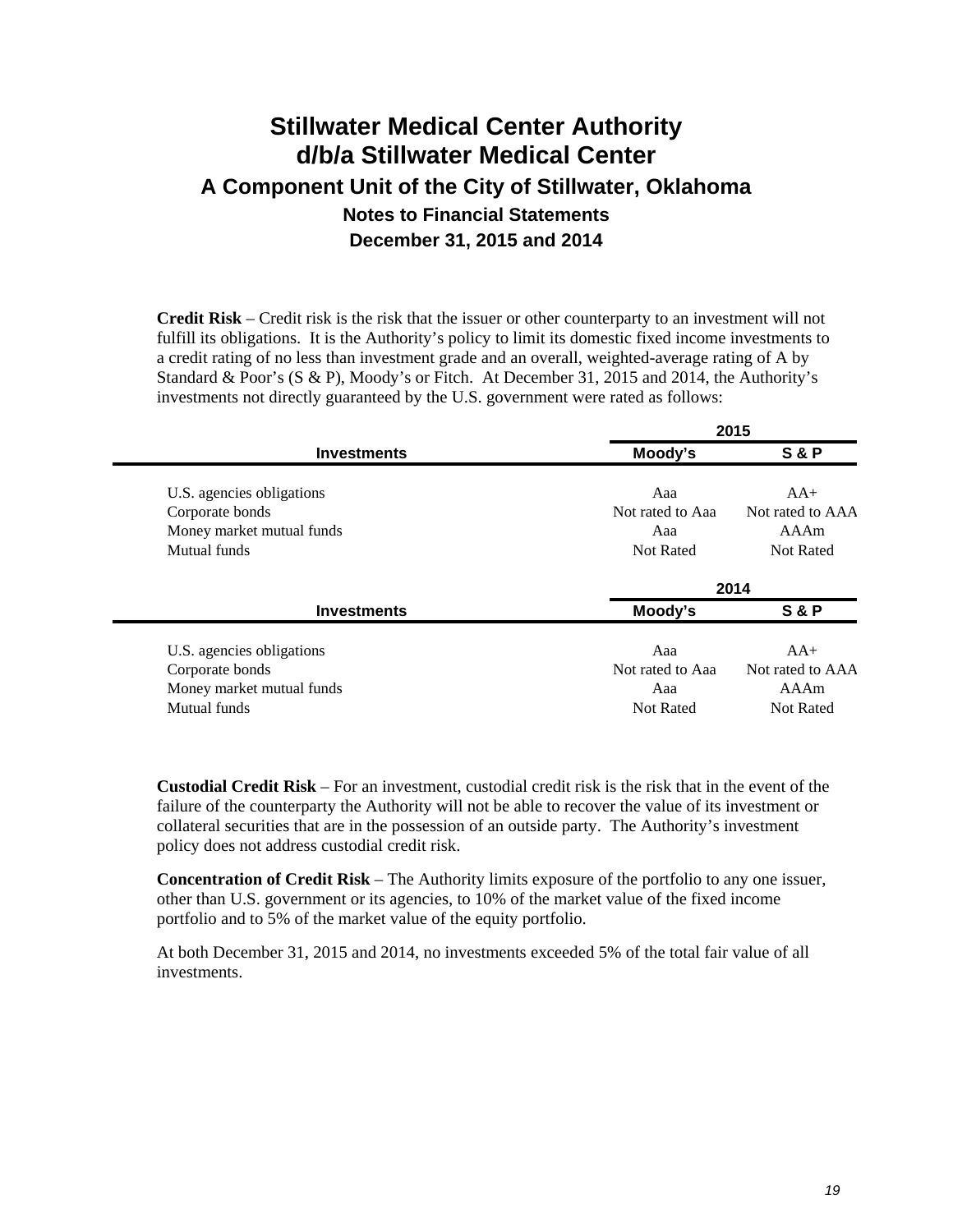**Credit Risk** – Credit risk is the risk that the issuer or other counterparty to an investment will not fulfill its obligations. It is the Authority's policy to limit its domestic fixed income investments to a credit rating of no less than investment grade and an overall, weighted-average rating of A by Standard & Poor's (S & P), Moody's or Fitch. At December 31, 2015 and 2014, the Authority's investments not directly guaranteed by the U.S. government were rated as follows:

| | 2015 | |
|---|---|---|
| **Investments** | **Moody's** | **S & P** |
| U.S. agencies obligations | Aaa | AA+ |
| Corporate bonds | Not rated to Aaa | Not rated to AAA |
| Money market mutual funds | Aaa | AAAm |
| Mutual funds | Not Rated | Not Rated |

| | 2014 | |
|---|---|---|
| **Investments** | **Moody's** | **S & P** |
| U.S. agencies obligations | Aaa | AA+ |
| Corporate bonds | Not rated to Aaa | Not rated to AAA |
| Money market mutual funds | Aaa | AAAm |
| Mutual funds | Not Rated | Not Rated |

**Custodial Credit Risk** – For an investment, custodial credit risk is the risk that in the event of the failure of the counterparty the Authority will not be able to recover the value of its investment or collateral securities that are in the possession of an outside party. The Authority's investment policy does not address custodial credit risk.

**Concentration of Credit Risk** – The Authority limits exposure of the portfolio to any one issuer, other than U.S. government or its agencies, to 10% of the market value of the fixed income portfolio and to 5% of the market value of the equity portfolio.

At both December 31, 2015 and 2014, no investments exceeded 5% of the total fair value of all investments.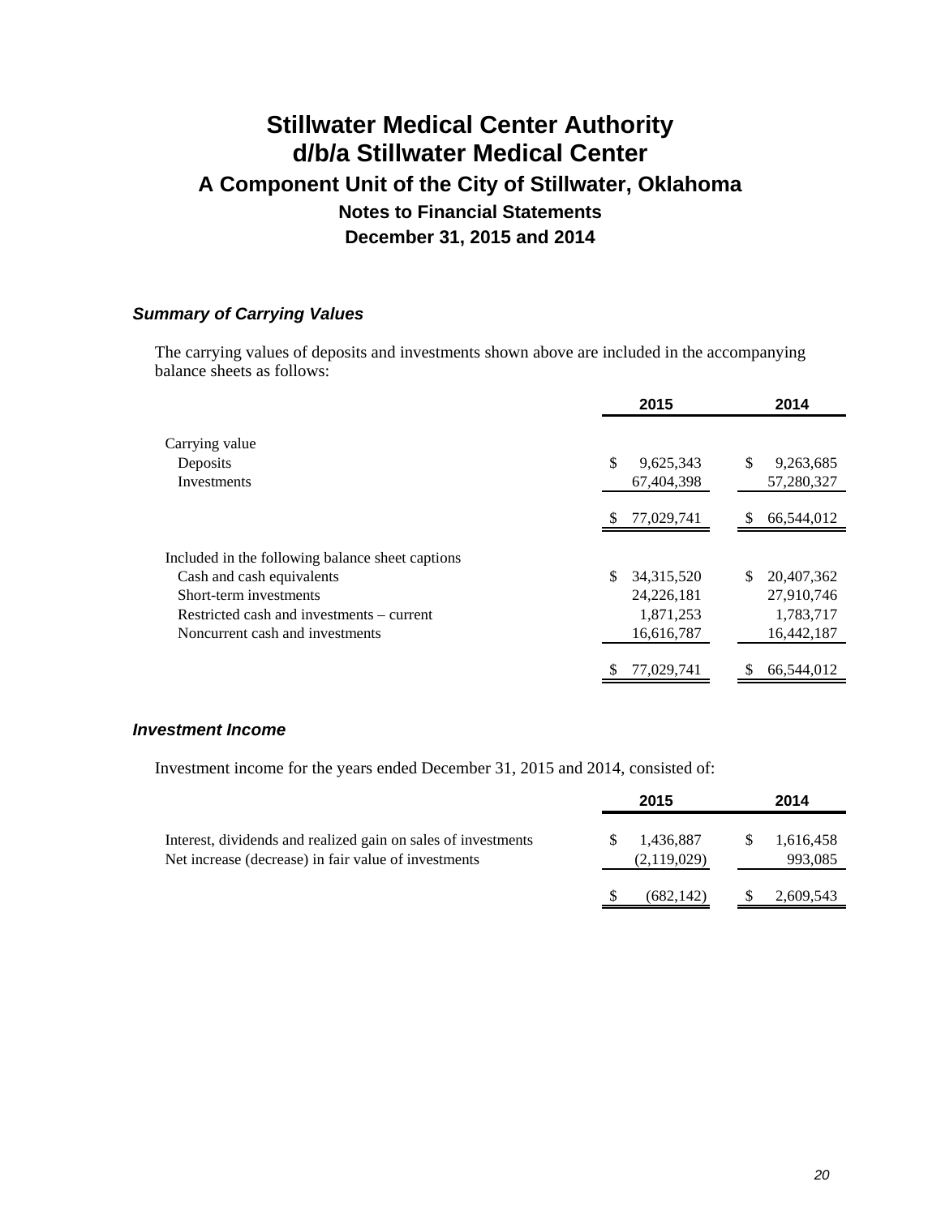# Stillwater Medical Center Authority
# d/b/a Stillwater Medical Center
## A Component Unit of the City of Stillwater, Oklahoma
### Notes to Financial Statements
### December 31, 2015 and 2014

#### *Summary of Carrying Values*

The carrying values of deposits and investments shown above are included in the accompanying balance sheets as follows:

| | 2015 | 2014 |
|---|---|---|
| Carrying value | | |
| Deposits | $ 9,625,343 | $ 9,263,685 |
| Investments | 67,404,398 | 57,280,327 |
| | $ 77,029,741 | $ 66,544,012 |
| Included in the following balance sheet captions | | |
| Cash and cash equivalents | $ 34,315,520 | $ 20,407,362 |
| Short-term investments | 24,226,181 | 27,910,746 |
| Restricted cash and investments – current | 1,871,253 | 1,783,717 |
| Noncurrent cash and investments | 16,616,787 | 16,442,187 |
| | $ 77,029,741 | $ 66,544,012 |

#### *Investment Income*

Investment income for the years ended December 31, 2015 and 2014, consisted of:

| | 2015 | 2014 |
|---|---|---|
| Interest, dividends and realized gain on sales of investments | $ 1,436,887 | $ 1,616,458 |
| Net increase (decrease) in fair value of investments | (2,119,029) | 993,085 |
| | $ (682,142) | $ 2,609,543 |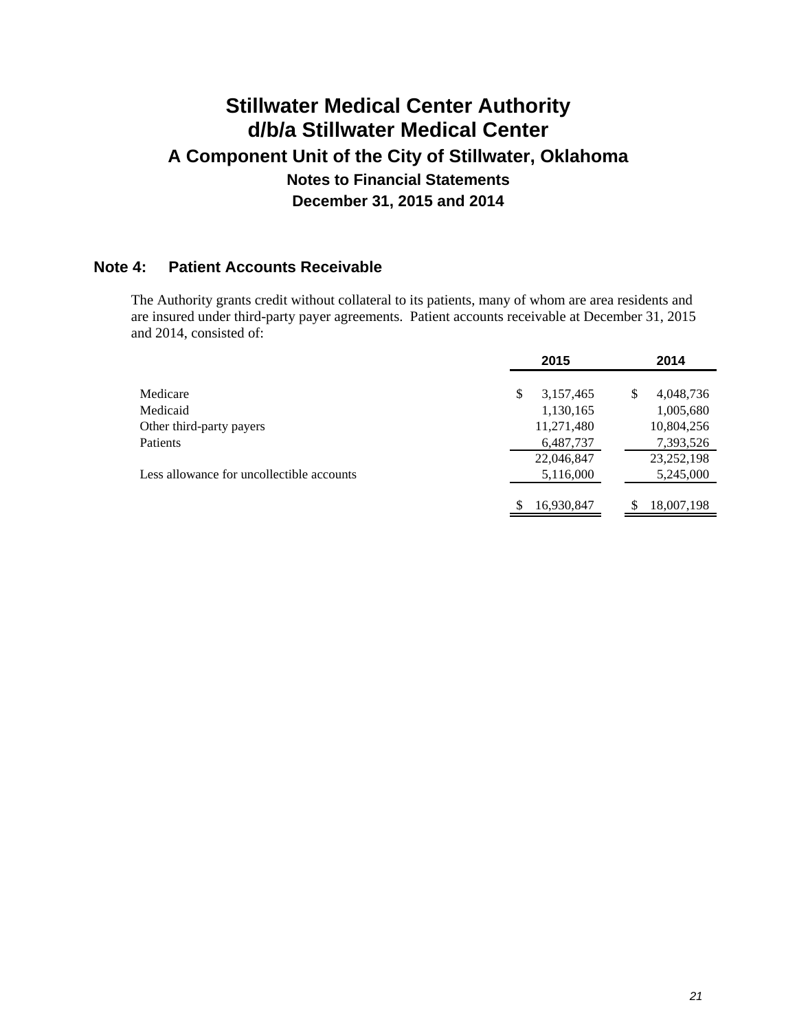# Stillwater Medical Center Authority
# d/b/a Stillwater Medical Center
## A Component Unit of the City of Stillwater, Oklahoma
### Notes to Financial Statements
### December 31, 2015 and 2014

## Note 4: Patient Accounts Receivable

The Authority grants credit without collateral to its patients, many of whom are area residents and are insured under third-party payer agreements. Patient accounts receivable at December 31, 2015 and 2014, consisted of:

| | 2015 | 2014 |
|---|---|---|
| Medicare | $ 3,157,465 | $ 4,048,736 |
| Medicaid | 1,130,165 | 1,005,680 |
| Other third-party payers | 11,271,480 | 10,804,256 |
| Patients | 6,487,737 | 7,393,526 |
| | 22,046,847 | 23,252,198 |
| Less allowance for uncollectible accounts | 5,116,000 | 5,245,000 |
| | $ 16,930,847 | $ 18,007,198 |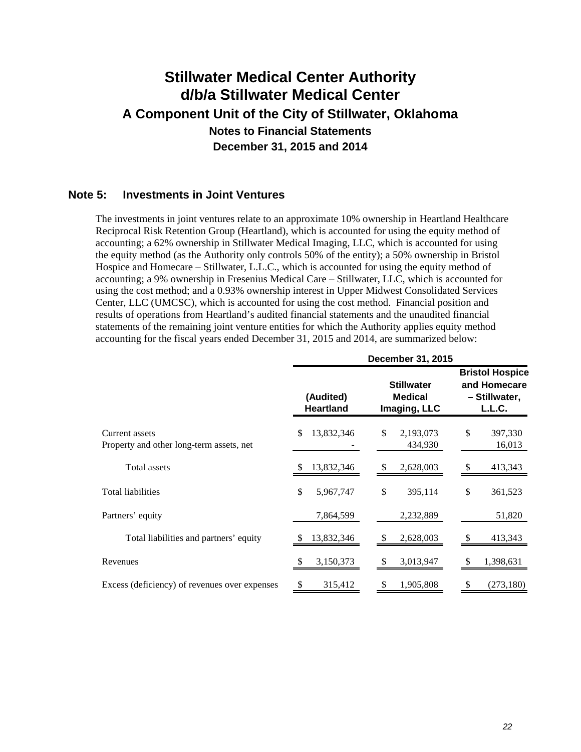# Stillwater Medical Center Authority d/b/a Stillwater Medical Center

## A Component Unit of the City of Stillwater, Oklahoma

### Notes to Financial Statements

### December 31, 2015 and 2014

## Note 5: Investments in Joint Ventures

The investments in joint ventures relate to an approximate 10% ownership in Heartland Healthcare Reciprocal Risk Retention Group (Heartland), which is accounted for using the equity method of accounting; a 62% ownership in Stillwater Medical Imaging, LLC, which is accounted for using the equity method (as the Authority only controls 50% of the entity); a 50% ownership in Bristol Hospice and Homecare – Stillwater, L.L.C., which is accounted for using the equity method of accounting; a 9% ownership in Fresenius Medical Care – Stillwater, LLC, which is accounted for using the cost method; and a 0.93% ownership interest in Upper Midwest Consolidated Services Center, LLC (UMCSC), which is accounted for using the cost method. Financial position and results of operations from Heartland's audited financial statements and the unaudited financial statements of the remaining joint venture entities for which the Authority applies equity method accounting for the fiscal years ended December 31, 2015 and 2014, are summarized below:

| | December 31, 2015 | | |
|---|---|---|---|
| | (Audited) Heartland | Stillwater Medical Imaging, LLC | Bristol Hospice and Homecare – Stillwater, L.L.C. |
| Current assets | $ 13,832,346 | $ 2,193,073 | $ 397,330 |
| Property and other long-term assets, net | - | 434,930 | 16,013 |
| Total assets | $ 13,832,346 | $ 2,628,003 | $ 413,343 |
| Total liabilities | $ 5,967,747 | $ 395,114 | $ 361,523 |
| Partners' equity | 7,864,599 | 2,232,889 | 51,820 |
| Total liabilities and partners' equity | $ 13,832,346 | $ 2,628,003 | $ 413,343 |
| Revenues | $ 3,150,373 | $ 3,013,947 | $ 1,398,631 |
| Excess (deficiency) of revenues over expenses | $ 315,412 | $ 1,905,808 | $ (273,180) |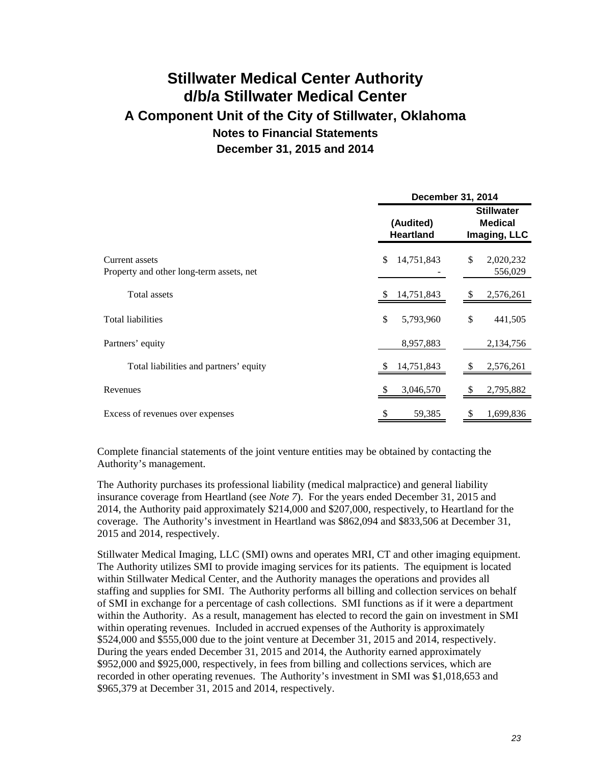# Stillwater Medical Center Authority
# d/b/a Stillwater Medical Center
## A Component Unit of the City of Stillwater, Oklahoma
### Notes to Financial Statements
### December 31, 2015 and 2014

| | December 31, 2014 | |
|---|---|---|
| | (Audited) Heartland | Stillwater Medical Imaging, LLC |
| Current assets | $ 14,751,843 | $ 2,020,232 |
| Property and other long-term assets, net | - | 556,029 |
| Total assets | $ 14,751,843 | $ 2,576,261 |
| Total liabilities | $ 5,793,960 | $ 441,505 |
| Partners' equity | 8,957,883 | 2,134,756 |
| Total liabilities and partners' equity | $ 14,751,843 | $ 2,576,261 |
| Revenues | $ 3,046,570 | $ 2,795,882 |
| Excess of revenues over expenses | $ 59,385 | $ 1,699,836 |

Complete financial statements of the joint venture entities may be obtained by contacting the Authority's management.

The Authority purchases its professional liability (medical malpractice) and general liability insurance coverage from Heartland (see *Note 7*). For the years ended December 31, 2015 and 2014, the Authority paid approximately $214,000 and $207,000, respectively, to Heartland for the coverage. The Authority's investment in Heartland was $862,094 and $833,506 at December 31, 2015 and 2014, respectively.

Stillwater Medical Imaging, LLC (SMI) owns and operates MRI, CT and other imaging equipment. The Authority utilizes SMI to provide imaging services for its patients. The equipment is located within Stillwater Medical Center, and the Authority manages the operations and provides all staffing and supplies for SMI. The Authority performs all billing and collection services on behalf of SMI in exchange for a percentage of cash collections. SMI functions as if it were a department within the Authority. As a result, management has elected to record the gain on investment in SMI within operating revenues. Included in accrued expenses of the Authority is approximately $524,000 and $555,000 due to the joint venture at December 31, 2015 and 2014, respectively. During the years ended December 31, 2015 and 2014, the Authority earned approximately $952,000 and $925,000, respectively, in fees from billing and collections services, which are recorded in other operating revenues. The Authority's investment in SMI was $1,018,653 and $965,379 at December 31, 2015 and 2014, respectively.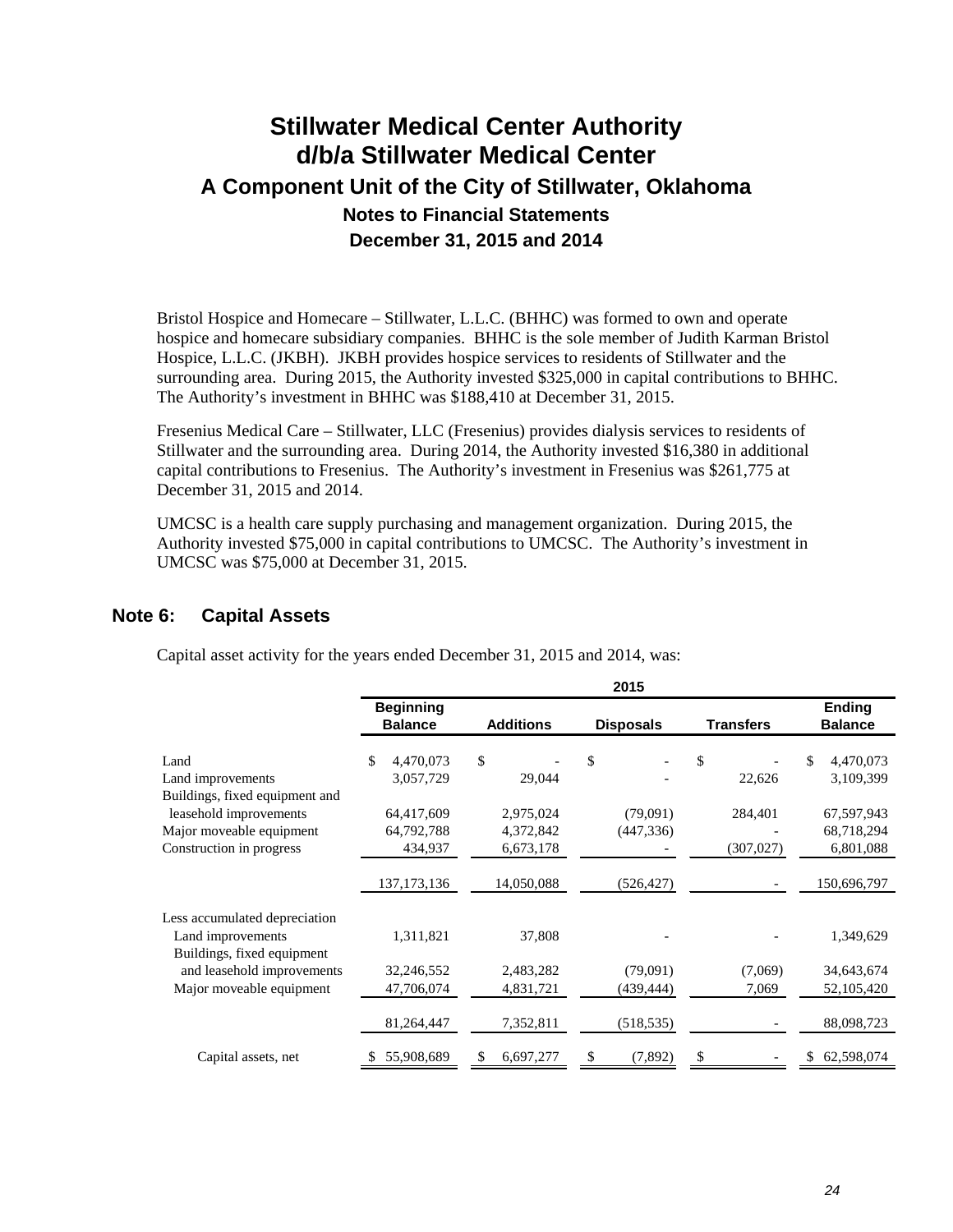Bristol Hospice and Homecare – Stillwater, L.L.C. (BHHC) was formed to own and operate hospice and homecare subsidiary companies. BHHC is the sole member of Judith Karman Bristol Hospice, L.L.C. (JKBH). JKBH provides hospice services to residents of Stillwater and the surrounding area. During 2015, the Authority invested $325,000 in capital contributions to BHHC. The Authority's investment in BHHC was $188,410 at December 31, 2015.

Fresenius Medical Care – Stillwater, LLC (Fresenius) provides dialysis services to residents of Stillwater and the surrounding area. During 2014, the Authority invested $16,380 in additional capital contributions to Fresenius. The Authority's investment in Fresenius was $261,775 at December 31, 2015 and 2014.

UMCSC is a health care supply purchasing and management organization. During 2015, the Authority invested $75,000 in capital contributions to UMCSC. The Authority's investment in UMCSC was $75,000 at December 31, 2015.

## Note 6: Capital Assets

Capital asset activity for the years ended December 31, 2015 and 2014, was:

| | 2015 | | | | |
|---|---|---|---|---|---|
| | Beginning Balance | Additions | Disposals | Transfers | Ending Balance |
| Land | $ 4,470,073 | $ - | $ - | $ - | $ 4,470,073 |
| Land improvements | 3,057,729 | 29,044 | - | 22,626 | 3,109,399 |
| Buildings, fixed equipment and leasehold improvements | 64,417,609 | 2,975,024 | (79,091) | 284,401 | 67,597,943 |
| Major moveable equipment | 64,792,788 | 4,372,842 | (447,336) | - | 68,718,294 |
| Construction in progress | 434,937 | 6,673,178 | - | (307,027) | 6,801,088 |
| | 137,173,136 | 14,050,088 | (526,427) | - | 150,696,797 |
| Less accumulated depreciation | | | | | |
| Land improvements | 1,311,821 | 37,808 | - | - | 1,349,629 |
| Buildings, fixed equipment and leasehold improvements | 32,246,552 | 2,483,282 | (79,091) | (7,069) | 34,643,674 |
| Major moveable equipment | 47,706,074 | 4,831,721 | (439,444) | 7,069 | 52,105,420 |
| | 81,264,447 | 7,352,811 | (518,535) | - | 88,098,723 |
| Capital assets, net | $ 55,908,689 | $ 6,697,277 | $ (7,892) | $ - | $ 62,598,074 |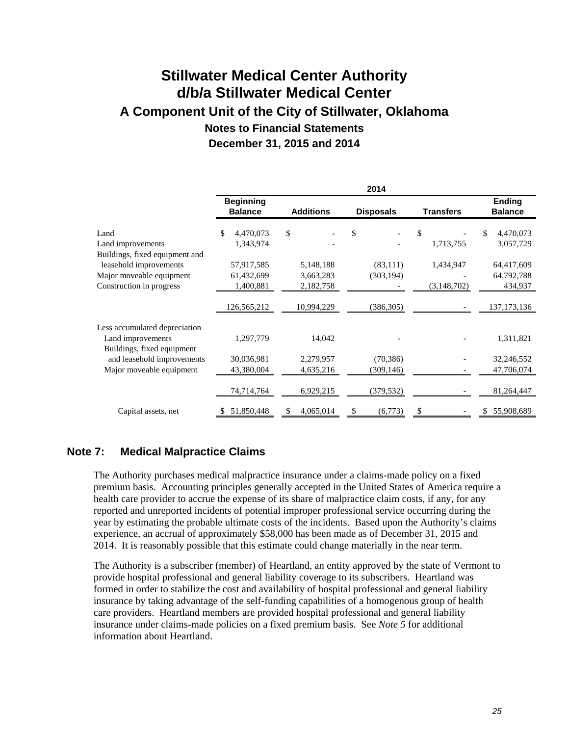# Stillwater Medical Center Authority
# d/b/a Stillwater Medical Center
## A Component Unit of the City of Stillwater, Oklahoma
### Notes to Financial Statements
### December 31, 2015 and 2014

| | 2014 | | | | |
|---|---|---|---|---|---|
| | **Beginning Balance** | **Additions** | **Disposals** | **Transfers** | **Ending Balance** |
| Land | $ 4,470,073 | $ - | $ - | $ - | $ 4,470,073 |
| Land improvements | 1,343,974 | - | - | 1,713,755 | 3,057,729 |
| Buildings, fixed equipment and leasehold improvements | 57,917,585 | 5,148,188 | (83,111) | 1,434,947 | 64,417,609 |
| Major moveable equipment | 61,432,699 | 3,663,283 | (303,194) | - | 64,792,788 |
| Construction in progress | 1,400,881 | 2,182,758 | - | (3,148,702) | 434,937 |
| | 126,565,212 | 10,994,229 | (386,305) | - | 137,173,136 |
| Less accumulated depreciation | | | | | |
| Land improvements | 1,297,779 | 14,042 | - | - | 1,311,821 |
| Buildings, fixed equipment and leasehold improvements | 30,036,981 | 2,279,957 | (70,386) | - | 32,246,552 |
| Major moveable equipment | 43,380,004 | 4,635,216 | (309,146) | - | 47,706,074 |
| | 74,714,764 | 6,929,215 | (379,532) | - | 81,264,447 |
| Capital assets, net | $ 51,850,448 | $ 4,065,014 | $ (6,773) | $ - | $ 55,908,689 |

## Note 7: Medical Malpractice Claims

The Authority purchases medical malpractice insurance under a claims-made policy on a fixed premium basis. Accounting principles generally accepted in the United States of America require a health care provider to accrue the expense of its share of malpractice claim costs, if any, for any reported and unreported incidents of potential improper professional service occurring during the year by estimating the probable ultimate costs of the incidents. Based upon the Authority's claims experience, an accrual of approximately $58,000 has been made as of December 31, 2015 and 2014. It is reasonably possible that this estimate could change materially in the near term.

The Authority is a subscriber (member) of Heartland, an entity approved by the state of Vermont to provide hospital professional and general liability coverage to its subscribers. Heartland was formed in order to stabilize the cost and availability of hospital professional and general liability insurance by taking advantage of the self-funding capabilities of a homogenous group of health care providers. Heartland members are provided hospital professional and general liability insurance under claims-made policies on a fixed premium basis. See *Note 5* for additional information about Heartland.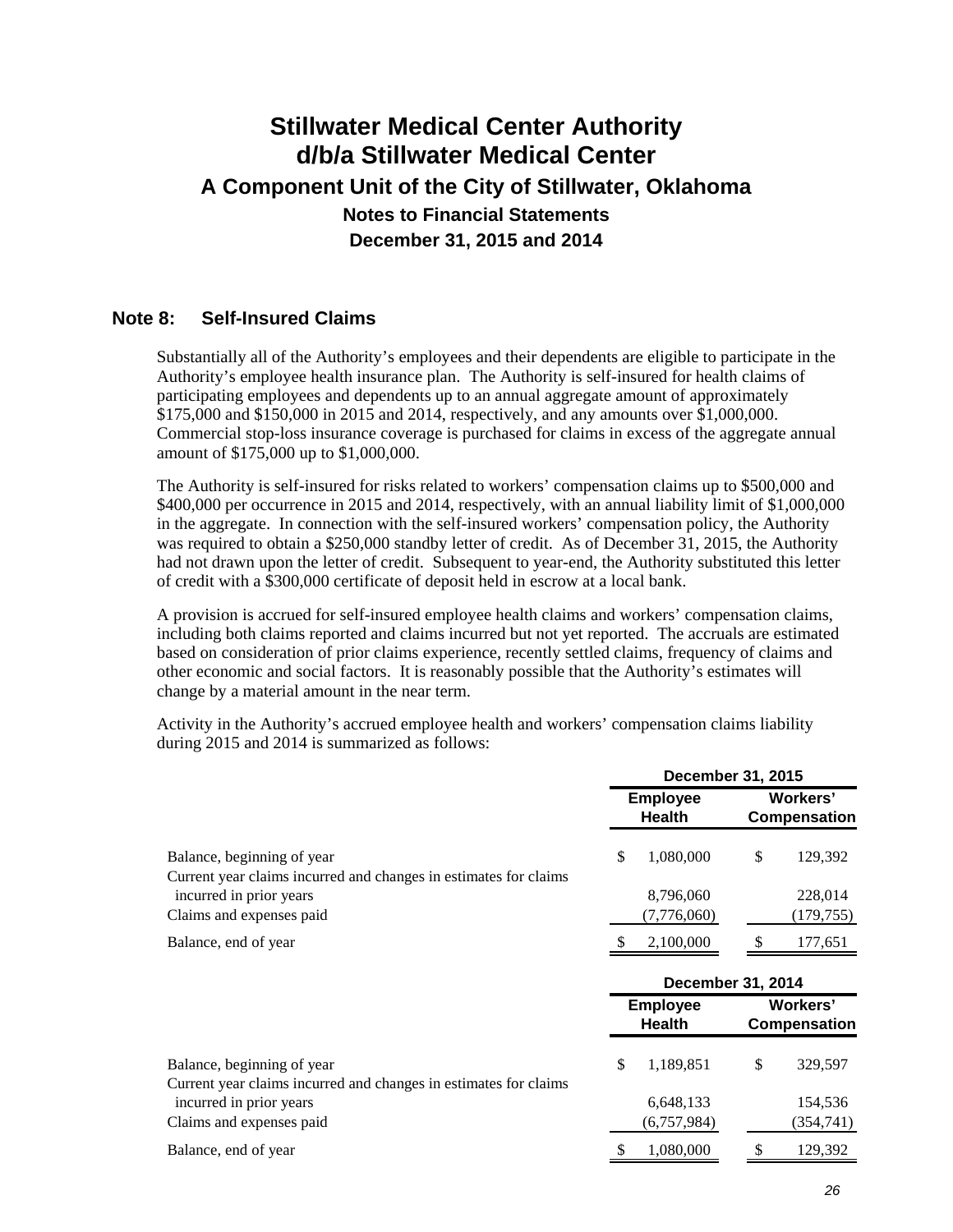# Stillwater Medical Center Authority
# d/b/a Stillwater Medical Center
## A Component Unit of the City of Stillwater, Oklahoma
### Notes to Financial Statements
### December 31, 2015 and 2014

## Note 8: Self-Insured Claims

Substantially all of the Authority's employees and their dependents are eligible to participate in the Authority's employee health insurance plan. The Authority is self-insured for health claims of participating employees and dependents up to an annual aggregate amount of approximately $175,000 and $150,000 in 2015 and 2014, respectively, and any amounts over $1,000,000. Commercial stop-loss insurance coverage is purchased for claims in excess of the aggregate annual amount of $175,000 up to $1,000,000.

The Authority is self-insured for risks related to workers' compensation claims up to $500,000 and $400,000 per occurrence in 2015 and 2014, respectively, with an annual liability limit of $1,000,000 in the aggregate. In connection with the self-insured workers' compensation policy, the Authority was required to obtain a $250,000 standby letter of credit. As of December 31, 2015, the Authority had not drawn upon the letter of credit. Subsequent to year-end, the Authority substituted this letter of credit with a $300,000 certificate of deposit held in escrow at a local bank.

A provision is accrued for self-insured employee health claims and workers' compensation claims, including both claims reported and claims incurred but not yet reported. The accruals are estimated based on consideration of prior claims experience, recently settled claims, frequency of claims and other economic and social factors. It is reasonably possible that the Authority's estimates will change by a material amount in the near term.

Activity in the Authority's accrued employee health and workers' compensation claims liability during 2015 and 2014 is summarized as follows:

| | December 31, 2015 | |
|---|---|---|
| | Employee Health | Workers' Compensation |
| Balance, beginning of year | $ 1,080,000 | $ 129,392 |
| Current year claims incurred and changes in estimates for claims incurred in prior years | 8,796,060 | 228,014 |
| Claims and expenses paid | (7,776,060) | (179,755) |
| Balance, end of year | $ 2,100,000 | $ 177,651 |

| | December 31, 2014 | |
|---|---|---|
| | Employee Health | Workers' Compensation |
| Balance, beginning of year | $ 1,189,851 | $ 329,597 |
| Current year claims incurred and changes in estimates for claims incurred in prior years | 6,648,133 | 154,536 |
| Claims and expenses paid | (6,757,984) | (354,741) |
| Balance, end of year | $ 1,080,000 | $ 129,392 |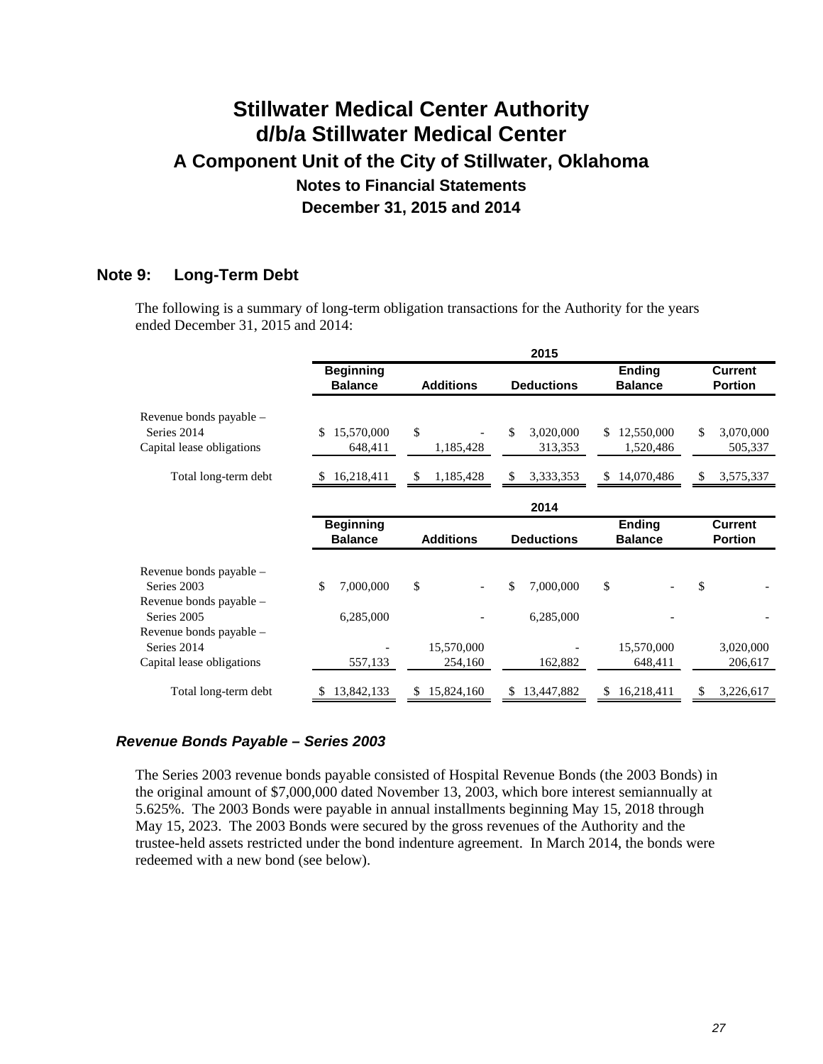# Stillwater Medical Center Authority
# d/b/a Stillwater Medical Center
## A Component Unit of the City of Stillwater, Oklahoma
### Notes to Financial Statements
### December 31, 2015 and 2014

## Note 9: Long-Term Debt

The following is a summary of long-term obligation transactions for the Authority for the years ended December 31, 2015 and 2014:

| | 2015 | | | | |
|---|---|---|---|---|---|
| | Beginning Balance | Additions | Deductions | Ending Balance | Current Portion |
| Revenue bonds payable – Series 2014 | $ 15,570,000 | $ - | $ 3,020,000 | $ 12,550,000 | $ 3,070,000 |
| Capital lease obligations | 648,411 | 1,185,428 | 313,353 | 1,520,486 | 505,337 |
| Total long-term debt | $ 16,218,411 | $ 1,185,428 | $ 3,333,353 | $ 14,070,486 | $ 3,575,337 |

| | 2014 | | | | |
|---|---|---|---|---|---|
| | Beginning Balance | Additions | Deductions | Ending Balance | Current Portion |
| Revenue bonds payable – Series 2003 | $ 7,000,000 | $ - | $ 7,000,000 | $ - | $ - |
| Revenue bonds payable – Series 2005 | 6,285,000 | - | 6,285,000 | - | - |
| Revenue bonds payable – Series 2014 | - | 15,570,000 | - | 15,570,000 | 3,020,000 |
| Capital lease obligations | 557,133 | 254,160 | 162,882 | 648,411 | 206,617 |
| Total long-term debt | $ 13,842,133 | $ 15,824,160 | $ 13,447,882 | $ 16,218,411 | $ 3,226,617 |

### *Revenue Bonds Payable – Series 2003*

The Series 2003 revenue bonds payable consisted of Hospital Revenue Bonds (the 2003 Bonds) in the original amount of $7,000,000 dated November 13, 2003, which bore interest semiannually at 5.625%. The 2003 Bonds were payable in annual installments beginning May 15, 2018 through May 15, 2023. The 2003 Bonds were secured by the gross revenues of the Authority and the trustee-held assets restricted under the bond indenture agreement. In March 2014, the bonds were redeemed with a new bond (see below).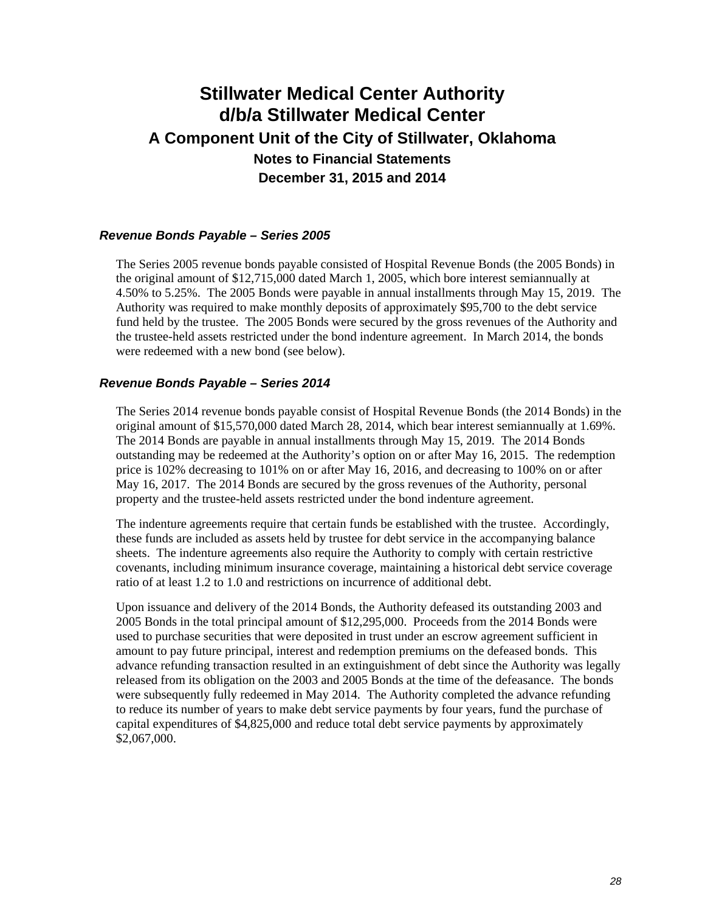# Stillwater Medical Center Authority
# d/b/a Stillwater Medical Center
## A Component Unit of the City of Stillwater, Oklahoma
### Notes to Financial Statements
### December 31, 2015 and 2014

### *Revenue Bonds Payable – Series 2005*

The Series 2005 revenue bonds payable consisted of Hospital Revenue Bonds (the 2005 Bonds) in the original amount of $12,715,000 dated March 1, 2005, which bore interest semiannually at 4.50% to 5.25%. The 2005 Bonds were payable in annual installments through May 15, 2019. The Authority was required to make monthly deposits of approximately $95,700 to the debt service fund held by the trustee. The 2005 Bonds were secured by the gross revenues of the Authority and the trustee-held assets restricted under the bond indenture agreement. In March 2014, the bonds were redeemed with a new bond (see below).

### *Revenue Bonds Payable – Series 2014*

The Series 2014 revenue bonds payable consist of Hospital Revenue Bonds (the 2014 Bonds) in the original amount of $15,570,000 dated March 28, 2014, which bear interest semiannually at 1.69%. The 2014 Bonds are payable in annual installments through May 15, 2019. The 2014 Bonds outstanding may be redeemed at the Authority's option on or after May 16, 2015. The redemption price is 102% decreasing to 101% on or after May 16, 2016, and decreasing to 100% on or after May 16, 2017. The 2014 Bonds are secured by the gross revenues of the Authority, personal property and the trustee-held assets restricted under the bond indenture agreement.

The indenture agreements require that certain funds be established with the trustee. Accordingly, these funds are included as assets held by trustee for debt service in the accompanying balance sheets. The indenture agreements also require the Authority to comply with certain restrictive covenants, including minimum insurance coverage, maintaining a historical debt service coverage ratio of at least 1.2 to 1.0 and restrictions on incurrence of additional debt.

Upon issuance and delivery of the 2014 Bonds, the Authority defeased its outstanding 2003 and 2005 Bonds in the total principal amount of $12,295,000. Proceeds from the 2014 Bonds were used to purchase securities that were deposited in trust under an escrow agreement sufficient in amount to pay future principal, interest and redemption premiums on the defeased bonds. This advance refunding transaction resulted in an extinguishment of debt since the Authority was legally released from its obligation on the 2003 and 2005 Bonds at the time of the defeasance. The bonds were subsequently fully redeemed in May 2014. The Authority completed the advance refunding to reduce its number of years to make debt service payments by four years, fund the purchase of capital expenditures of $4,825,000 and reduce total debt service payments by approximately $2,067,000.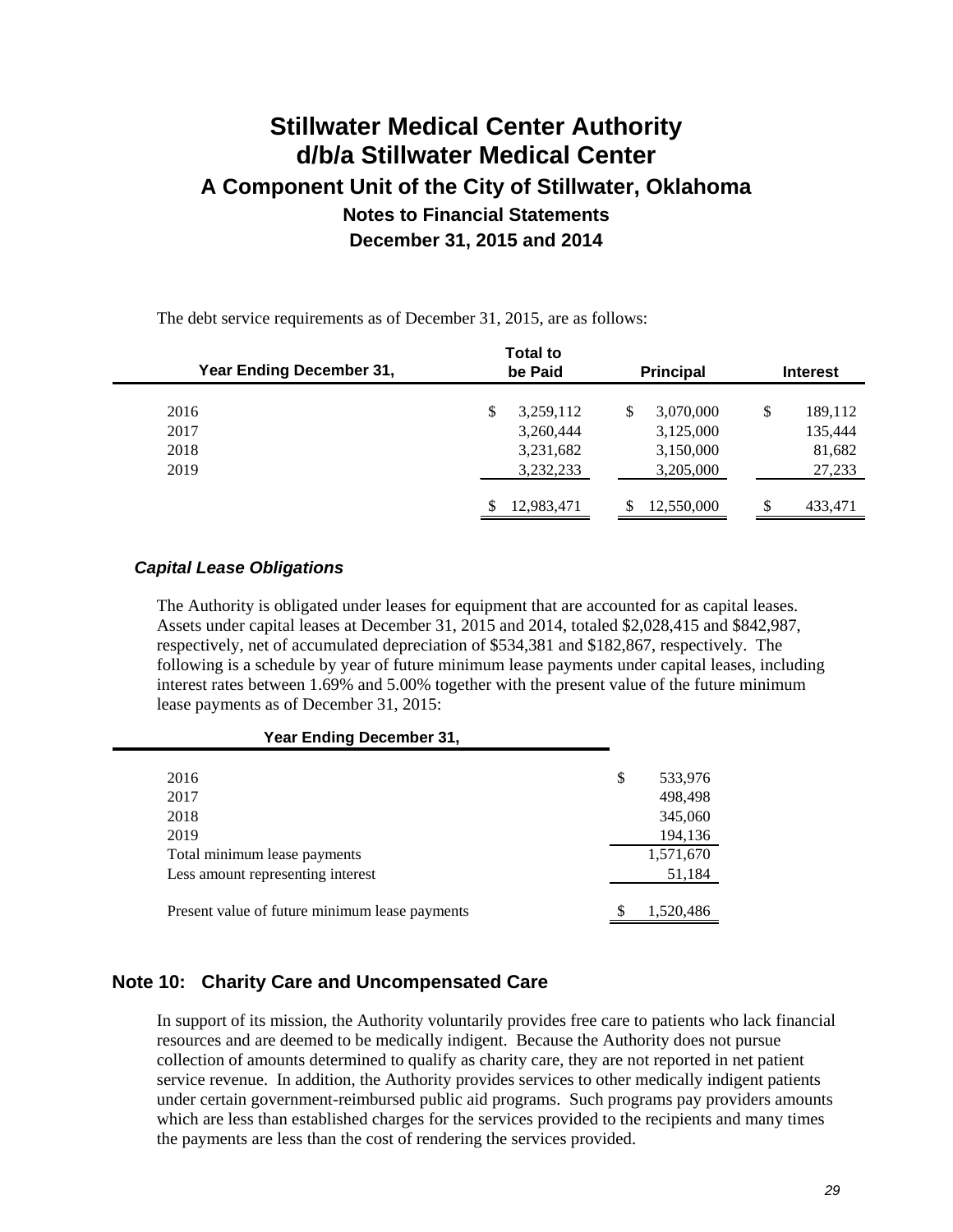The debt service requirements as of December 31, 2015, are as follows:

| Year Ending December 31, | Total to be Paid | Principal | Interest |
|---|---|---|---|
| 2016 | $ 3,259,112 | $ 3,070,000 | $ 189,112 |
| 2017 | 3,260,444 | 3,125,000 | 135,444 |
| 2018 | 3,231,682 | 3,150,000 | 81,682 |
| 2019 | 3,232,233 | 3,205,000 | 27,233 |
| | $ 12,983,471 | $ 12,550,000 | $ 433,471 |

### *Capital Lease Obligations*

The Authority is obligated under leases for equipment that are accounted for as capital leases. Assets under capital leases at December 31, 2015 and 2014, totaled $2,028,415 and $842,987, respectively, net of accumulated depreciation of $534,381 and $182,867, respectively. The following is a schedule by year of future minimum lease payments under capital leases, including interest rates between 1.69% and 5.00% together with the present value of the future minimum lease payments as of December 31, 2015:

| Year Ending December 31, | |
|---|---|
| 2016 | $ 533,976 |
| 2017 | 498,498 |
| 2018 | 345,060 |
| 2019 | 194,136 |
| Total minimum lease payments | 1,571,670 |
| Less amount representing interest | 51,184 |
| Present value of future minimum lease payments | $ 1,520,486 |

## Note 10: Charity Care and Uncompensated Care

In support of its mission, the Authority voluntarily provides free care to patients who lack financial resources and are deemed to be medically indigent. Because the Authority does not pursue collection of amounts determined to qualify as charity care, they are not reported in net patient service revenue. In addition, the Authority provides services to other medically indigent patients under certain government-reimbursed public aid programs. Such programs pay providers amounts which are less than established charges for the services provided to the recipients and many times the payments are less than the cost of rendering the services provided.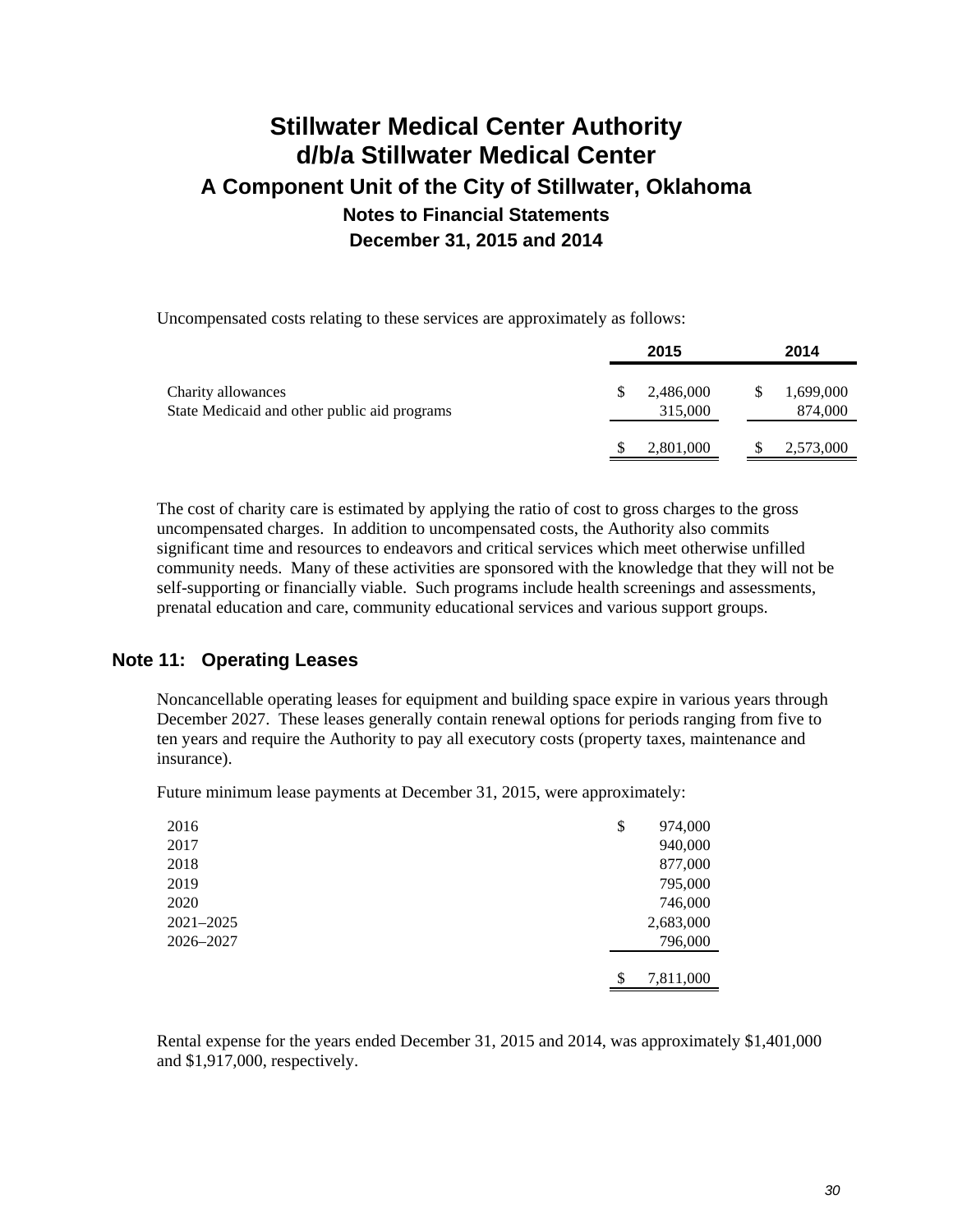# Stillwater Medical Center Authority
# d/b/a Stillwater Medical Center
## A Component Unit of the City of Stillwater, Oklahoma
### Notes to Financial Statements
### December 31, 2015 and 2014

Uncompensated costs relating to these services are approximately as follows:

| | 2015 | 2014 |
|---|---|---|
| Charity allowances | $ 2,486,000 | $ 1,699,000 |
| State Medicaid and other public aid programs | 315,000 | 874,000 |
| | $ 2,801,000 | $ 2,573,000 |

The cost of charity care is estimated by applying the ratio of cost to gross charges to the gross uncompensated charges. In addition to uncompensated costs, the Authority also commits significant time and resources to endeavors and critical services which meet otherwise unfilled community needs. Many of these activities are sponsored with the knowledge that they will not be self-supporting or financially viable. Such programs include health screenings and assessments, prenatal education and care, community educational services and various support groups.

## Note 11: Operating Leases

Noncancellable operating leases for equipment and building space expire in various years through December 2027. These leases generally contain renewal options for periods ranging from five to ten years and require the Authority to pay all executory costs (property taxes, maintenance and insurance).

Future minimum lease payments at December 31, 2015, were approximately:

| | |
|---|---|
| 2016 | $ 974,000 |
| 2017 | 940,000 |
| 2018 | 877,000 |
| 2019 | 795,000 |
| 2020 | 746,000 |
| 2021–2025 | 2,683,000 |
| 2026–2027 | 796,000 |
| | $ 7,811,000 |

Rental expense for the years ended December 31, 2015 and 2014, was approximately $1,401,000 and $1,917,000, respectively.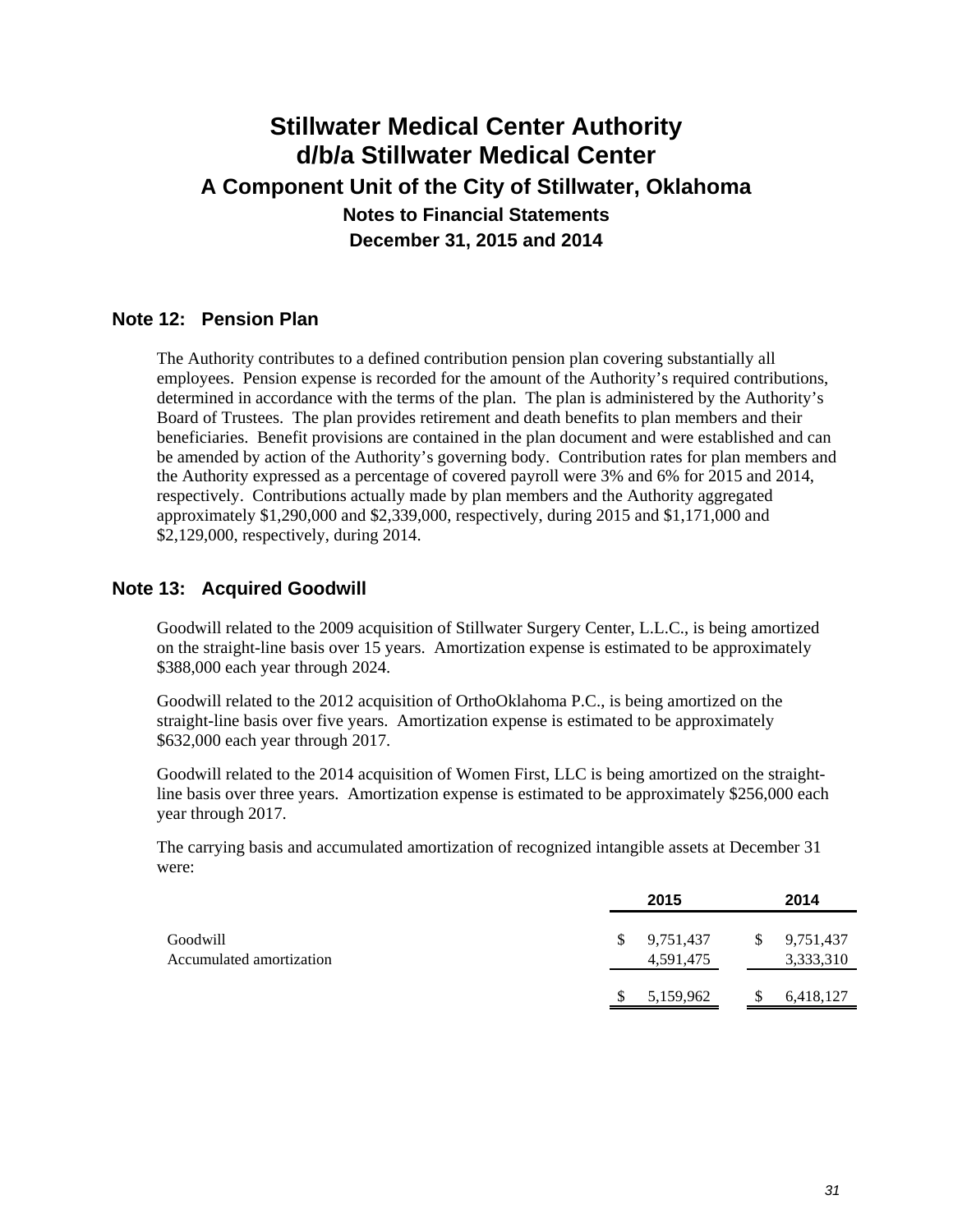# Stillwater Medical Center Authority
# d/b/a Stillwater Medical Center
## A Component Unit of the City of Stillwater, Oklahoma
### Notes to Financial Statements
### December 31, 2015 and 2014

## Note 12: Pension Plan

The Authority contributes to a defined contribution pension plan covering substantially all employees. Pension expense is recorded for the amount of the Authority's required contributions, determined in accordance with the terms of the plan. The plan is administered by the Authority's Board of Trustees. The plan provides retirement and death benefits to plan members and their beneficiaries. Benefit provisions are contained in the plan document and were established and can be amended by action of the Authority's governing body. Contribution rates for plan members and the Authority expressed as a percentage of covered payroll were 3% and 6% for 2015 and 2014, respectively. Contributions actually made by plan members and the Authority aggregated approximately $1,290,000 and $2,339,000, respectively, during 2015 and $1,171,000 and $2,129,000, respectively, during 2014.

## Note 13: Acquired Goodwill

Goodwill related to the 2009 acquisition of Stillwater Surgery Center, L.L.C., is being amortized on the straight-line basis over 15 years. Amortization expense is estimated to be approximately $388,000 each year through 2024.

Goodwill related to the 2012 acquisition of OrthoOklahoma P.C., is being amortized on the straight-line basis over five years. Amortization expense is estimated to be approximately $632,000 each year through 2017.

Goodwill related to the 2014 acquisition of Women First, LLC is being amortized on the straight-line basis over three years. Amortization expense is estimated to be approximately $256,000 each year through 2017.

The carrying basis and accumulated amortization of recognized intangible assets at December 31 were:

| | 2015 | 2014 |
|---|---|---|
| Goodwill | $ 9,751,437 | $ 9,751,437 |
| Accumulated amortization | 4,591,475 | 3,333,310 |
| | $ 5,159,962 | $ 6,418,127 |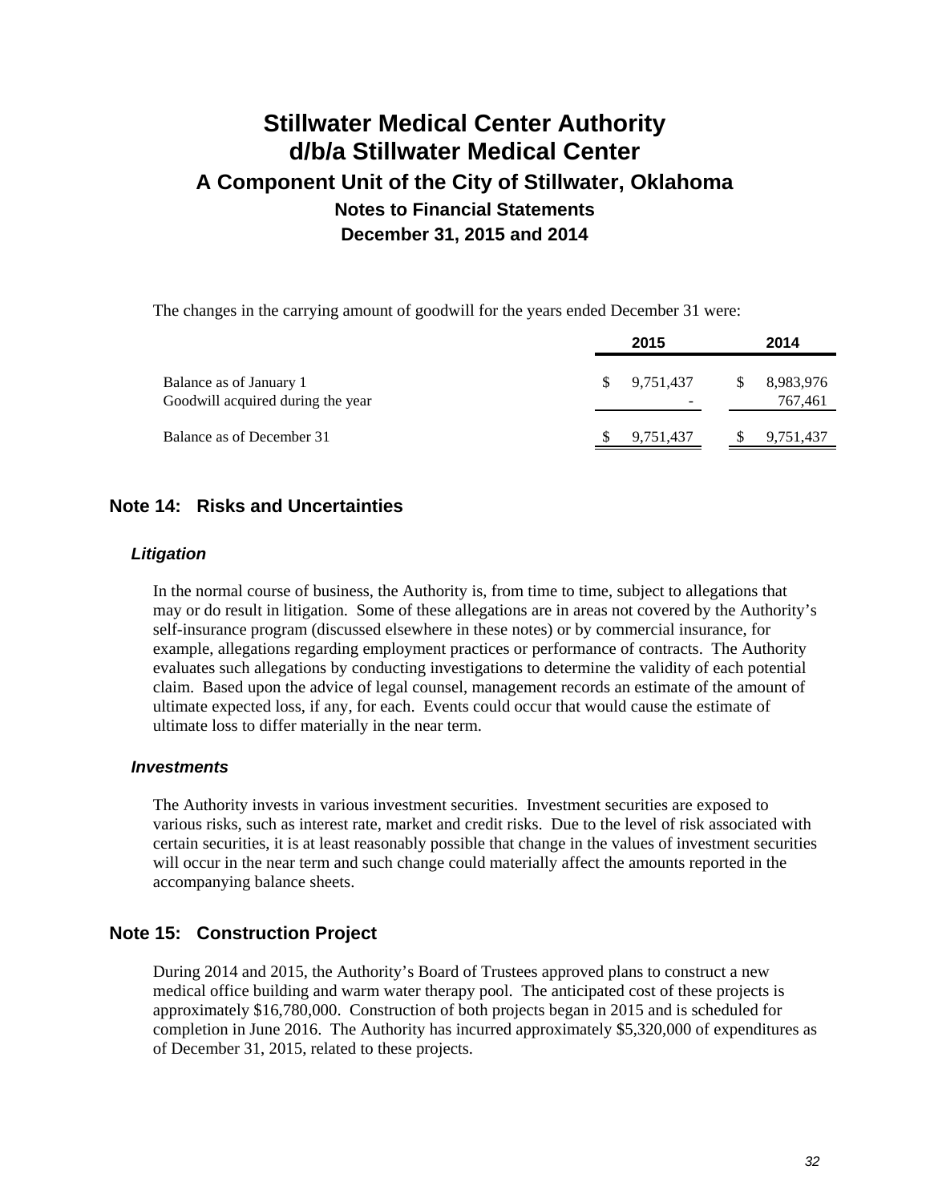The changes in the carrying amount of goodwill for the years ended December 31 were:

| | 2015 | 2014 |
|---|---|---|
| Balance as of January 1 | $ 9,751,437 | $ 8,983,976 |
| Goodwill acquired during the year | - | 767,461 |
| Balance as of December 31 | $ 9,751,437 | $ 9,751,437 |

## Note 14: Risks and Uncertainties

### *Litigation*

In the normal course of business, the Authority is, from time to time, subject to allegations that may or do result in litigation. Some of these allegations are in areas not covered by the Authority's self-insurance program (discussed elsewhere in these notes) or by commercial insurance, for example, allegations regarding employment practices or performance of contracts. The Authority evaluates such allegations by conducting investigations to determine the validity of each potential claim. Based upon the advice of legal counsel, management records an estimate of the amount of ultimate expected loss, if any, for each. Events could occur that would cause the estimate of ultimate loss to differ materially in the near term.

### *Investments*

The Authority invests in various investment securities. Investment securities are exposed to various risks, such as interest rate, market and credit risks. Due to the level of risk associated with certain securities, it is at least reasonably possible that change in the values of investment securities will occur in the near term and such change could materially affect the amounts reported in the accompanying balance sheets.

## Note 15: Construction Project

During 2014 and 2015, the Authority's Board of Trustees approved plans to construct a new medical office building and warm water therapy pool. The anticipated cost of these projects is approximately $16,780,000. Construction of both projects began in 2015 and is scheduled for completion in June 2016. The Authority has incurred approximately $5,320,000 of expenditures as of December 31, 2015, related to these projects.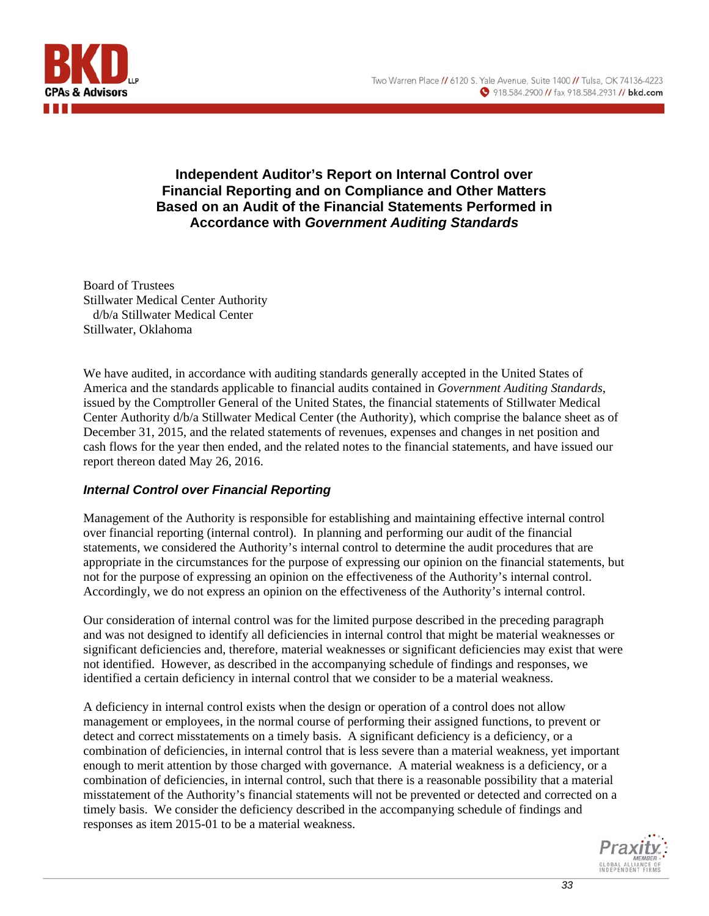# Independent Auditor's Report on Internal Control over Financial Reporting and on Compliance and Other Matters Based on an Audit of the Financial Statements Performed in Accordance with *Government Auditing Standards*

Board of Trustees
Stillwater Medical Center Authority
d/b/a Stillwater Medical Center
Stillwater, Oklahoma

We have audited, in accordance with auditing standards generally accepted in the United States of America and the standards applicable to financial audits contained in *Government Auditing Standards*, issued by the Comptroller General of the United States, the financial statements of Stillwater Medical Center Authority d/b/a Stillwater Medical Center (the Authority), which comprise the balance sheet as of December 31, 2015, and the related statements of revenues, expenses and changes in net position and cash flows for the year then ended, and the related notes to the financial statements, and have issued our report thereon dated May 26, 2016.

## *Internal Control over Financial Reporting*

Management of the Authority is responsible for establishing and maintaining effective internal control over financial reporting (internal control). In planning and performing our audit of the financial statements, we considered the Authority's internal control to determine the audit procedures that are appropriate in the circumstances for the purpose of expressing our opinion on the financial statements, but not for the purpose of expressing an opinion on the effectiveness of the Authority's internal control. Accordingly, we do not express an opinion on the effectiveness of the Authority's internal control.

Our consideration of internal control was for the limited purpose described in the preceding paragraph and was not designed to identify all deficiencies in internal control that might be material weaknesses or significant deficiencies and, therefore, material weaknesses or significant deficiencies may exist that were not identified. However, as described in the accompanying schedule of findings and responses, we identified a certain deficiency in internal control that we consider to be a material weakness.

A deficiency in internal control exists when the design or operation of a control does not allow management or employees, in the normal course of performing their assigned functions, to prevent or detect and correct misstatements on a timely basis. A significant deficiency is a deficiency, or a combination of deficiencies, in internal control that is less severe than a material weakness, yet important enough to merit attention by those charged with governance. A material weakness is a deficiency, or a combination of deficiencies, in internal control, such that there is a reasonable possibility that a material misstatement of the Authority's financial statements will not be prevented or detected and corrected on a timely basis. We consider the deficiency described in the accompanying schedule of findings and responses as item 2015-01 to be a material weakness.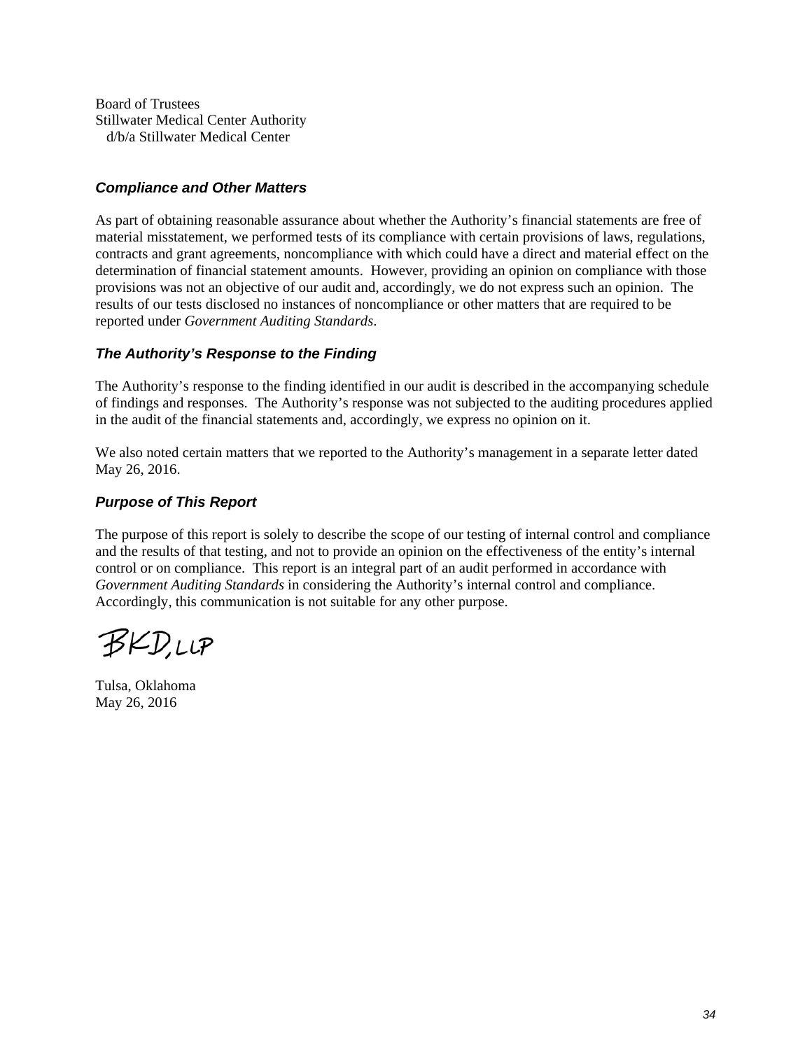Board of Trustees
Stillwater Medical Center Authority
d/b/a Stillwater Medical Center

### *Compliance and Other Matters*

As part of obtaining reasonable assurance about whether the Authority's financial statements are free of material misstatement, we performed tests of its compliance with certain provisions of laws, regulations, contracts and grant agreements, noncompliance with which could have a direct and material effect on the determination of financial statement amounts. However, providing an opinion on compliance with those provisions was not an objective of our audit and, accordingly, we do not express such an opinion. The results of our tests disclosed no instances of noncompliance or other matters that are required to be reported under *Government Auditing Standards*.

### *The Authority's Response to the Finding*

The Authority's response to the finding identified in our audit is described in the accompanying schedule of findings and responses. The Authority's response was not subjected to the auditing procedures applied in the audit of the financial statements and, accordingly, we express no opinion on it.

We also noted certain matters that we reported to the Authority's management in a separate letter dated May 26, 2016.

### *Purpose of This Report*

The purpose of this report is solely to describe the scope of our testing of internal control and compliance and the results of that testing, and not to provide an opinion on the effectiveness of the entity's internal control or on compliance. This report is an integral part of an audit performed in accordance with *Government Auditing Standards* in considering the Authority's internal control and compliance. Accordingly, this communication is not suitable for any other purpose.

BKD, LLP

Tulsa, Oklahoma
May 26, 2016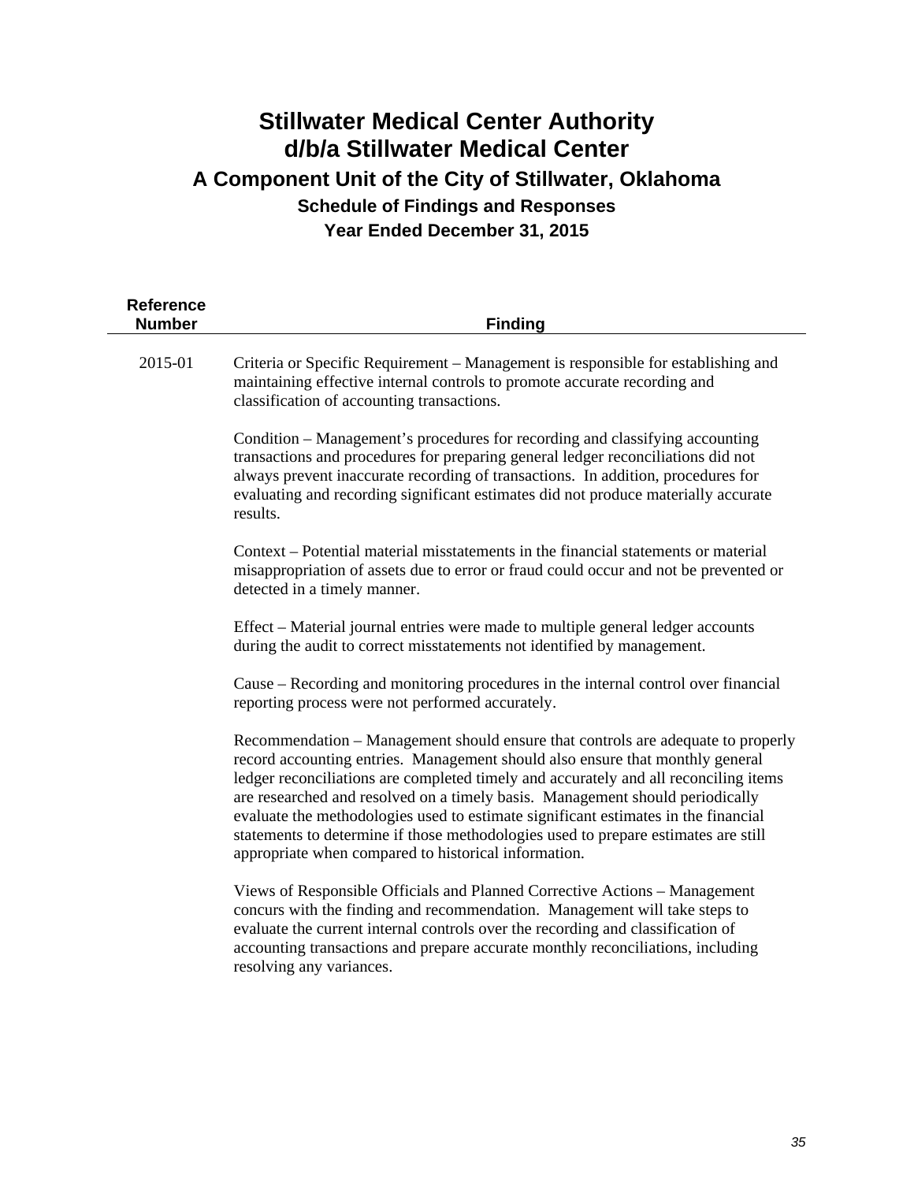# Stillwater Medical Center Authority
# d/b/a Stillwater Medical Center
## A Component Unit of the City of Stillwater, Oklahoma
### Schedule of Findings and Responses
### Year Ended December 31, 2015

| Reference Number | Finding |
|---|---|
| 2015-01 | Criteria or Specific Requirement – Management is responsible for establishing and maintaining effective internal controls to promote accurate recording and classification of accounting transactions.<br><br>Condition – Management's procedures for recording and classifying accounting transactions and procedures for preparing general ledger reconciliations did not always prevent inaccurate recording of transactions. In addition, procedures for evaluating and recording significant estimates did not produce materially accurate results.<br><br>Context – Potential material misstatements in the financial statements or material misappropriation of assets due to error or fraud could occur and not be prevented or detected in a timely manner.<br><br>Effect – Material journal entries were made to multiple general ledger accounts during the audit to correct misstatements not identified by management.<br><br>Cause – Recording and monitoring procedures in the internal control over financial reporting process were not performed accurately.<br><br>Recommendation – Management should ensure that controls are adequate to properly record accounting entries. Management should also ensure that monthly general ledger reconciliations are completed timely and accurately and all reconciling items are researched and resolved on a timely basis. Management should periodically evaluate the methodologies used to estimate significant estimates in the financial statements to determine if those methodologies used to prepare estimates are still appropriate when compared to historical information.<br><br>Views of Responsible Officials and Planned Corrective Actions – Management concurs with the finding and recommendation. Management will take steps to evaluate the current internal controls over the recording and classification of accounting transactions and prepare accurate monthly reconciliations, including resolving any variances. |